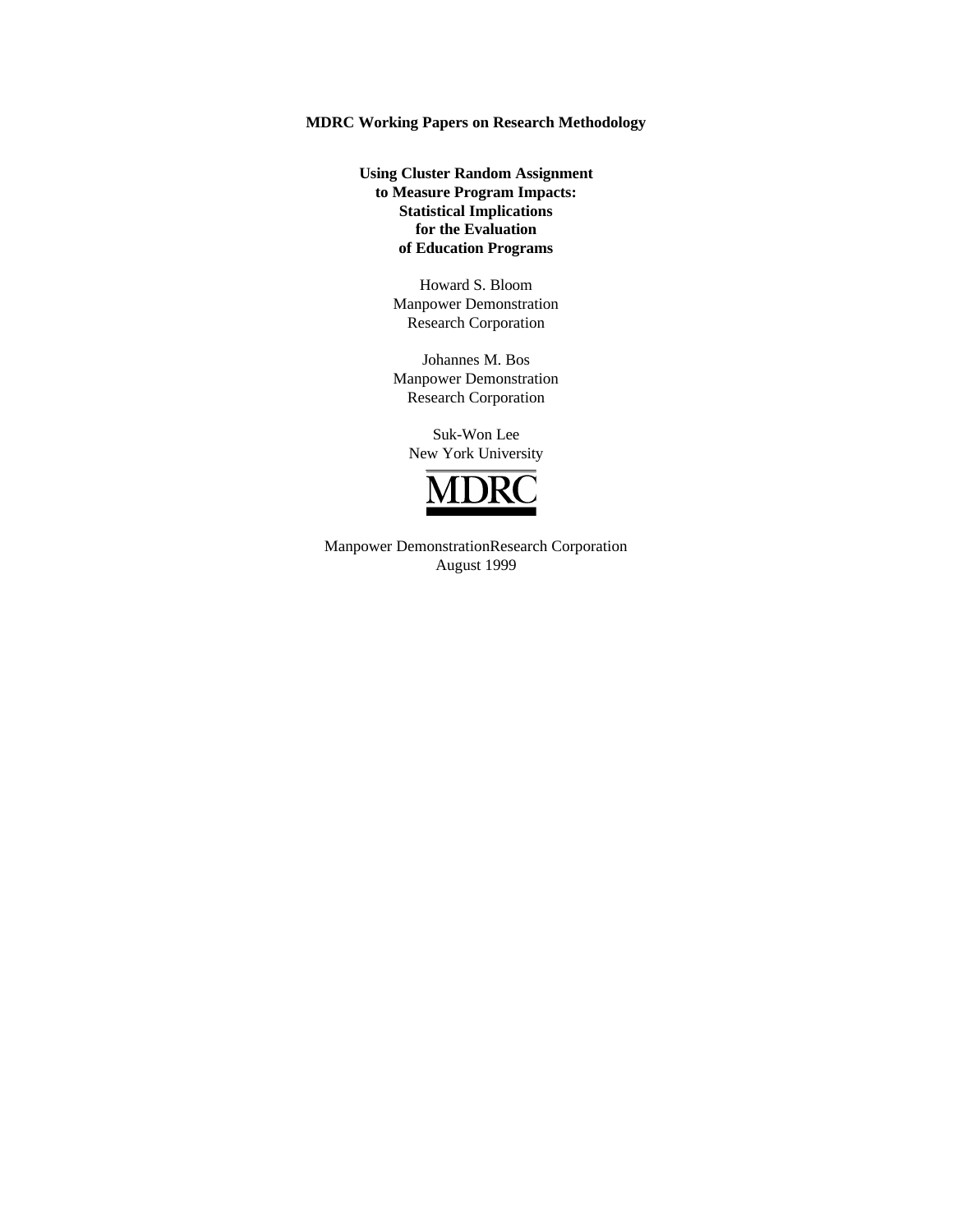**MDRC Working Papers on Research Methodology**

# Using Cluster Random Assignment to Measure Program Impacts: Statistical Implications for the Evaluation of Education Programs

Howard S. Bloom
Manpower Demonstration
Research Corporation

Johannes M. Bos
Manpower Demonstration
Research Corporation

Suk-Won Lee
New York University

MDRC

Manpower DemonstrationResearch Corporation
August 1999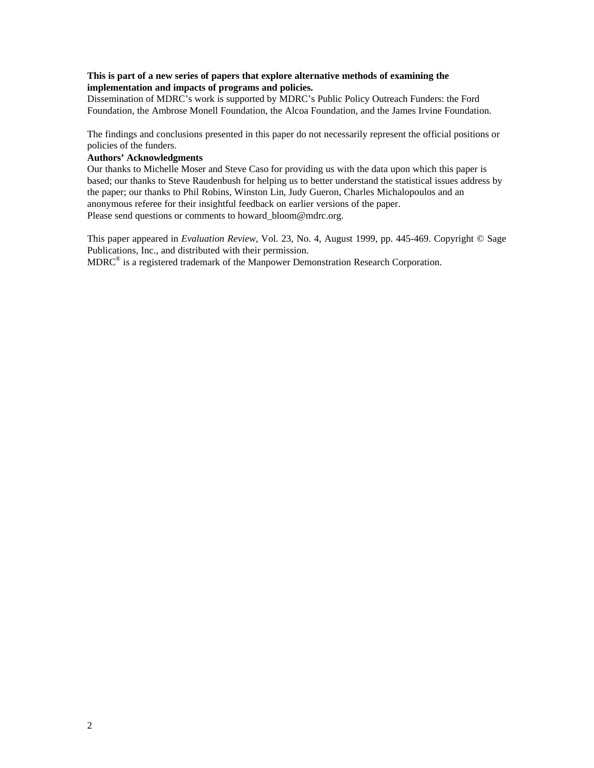**This is part of a new series of papers that explore alternative methods of examining the implementation and impacts of programs and policies.**

Dissemination of MDRC's work is supported by MDRC's Public Policy Outreach Funders: the Ford Foundation, the Ambrose Monell Foundation, the Alcoa Foundation, and the James Irvine Foundation.

The findings and conclusions presented in this paper do not necessarily represent the official positions or policies of the funders.

**Authors' Acknowledgments**

Our thanks to Michelle Moser and Steve Caso for providing us with the data upon which this paper is based; our thanks to Steve Raudenbush for helping us to better understand the statistical issues address by the paper; our thanks to Phil Robins, Winston Lin, Judy Gueron, Charles Michalopoulos and an anonymous referee for their insightful feedback on earlier versions of the paper.

Please send questions or comments to howard_bloom@mdrc.org.

This paper appeared in *Evaluation Review*, Vol. 23, No. 4, August 1999, pp. 445-469. Copyright © Sage Publications, Inc., and distributed with their permission.

MDRC® is a registered trademark of the Manpower Demonstration Research Corporation.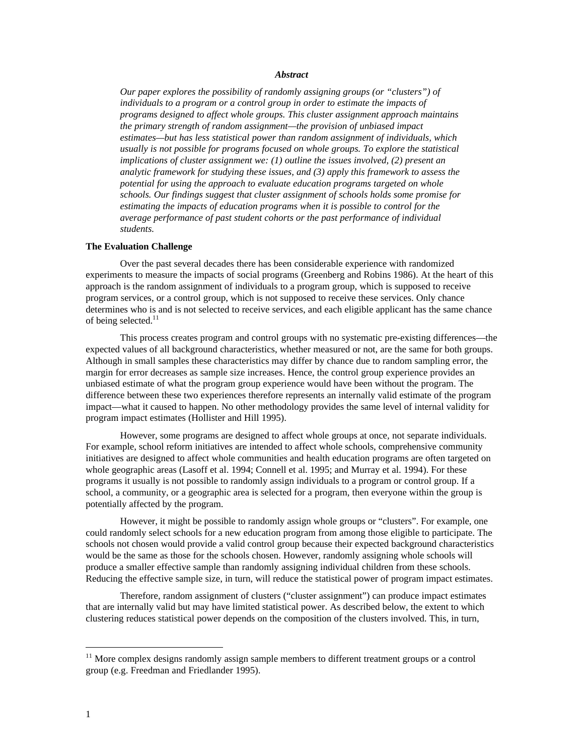### *Abstract*

*Our paper explores the possibility of randomly assigning groups (or "clusters") of individuals to a program or a control group in order to estimate the impacts of programs designed to affect whole groups. This cluster assignment approach maintains the primary strength of random assignment—the provision of unbiased impact estimates—but has less statistical power than random assignment of individuals, which usually is not possible for programs focused on whole groups. To explore the statistical implications of cluster assignment we: (1) outline the issues involved, (2) present an analytic framework for studying these issues, and (3) apply this framework to assess the potential for using the approach to evaluate education programs targeted on whole schools. Our findings suggest that cluster assignment of schools holds some promise for estimating the impacts of education programs when it is possible to control for the average performance of past student cohorts or the past performance of individual students.*

**The Evaluation Challenge**

Over the past several decades there has been considerable experience with randomized experiments to measure the impacts of social programs (Greenberg and Robins 1986). At the heart of this approach is the random assignment of individuals to a program group, which is supposed to receive program services, or a control group, which is not supposed to receive these services. Only chance determines who is and is not selected to receive services, and each eligible applicant has the same chance of being selected.[11]

This process creates program and control groups with no systematic pre-existing differences—the expected values of all background characteristics, whether measured or not, are the same for both groups. Although in small samples these characteristics may differ by chance due to random sampling error, the margin for error decreases as sample size increases. Hence, the control group experience provides an unbiased estimate of what the program group experience would have been without the program. The difference between these two experiences therefore represents an internally valid estimate of the program impact—what it caused to happen. No other methodology provides the same level of internal validity for program impact estimates (Hollister and Hill 1995).

However, some programs are designed to affect whole groups at once, not separate individuals. For example, school reform initiatives are intended to affect whole schools, comprehensive community initiatives are designed to affect whole communities and health education programs are often targeted on whole geographic areas (Lasoff et al. 1994; Connell et al. 1995; and Murray et al. 1994). For these programs it usually is not possible to randomly assign individuals to a program or control group. If a school, a community, or a geographic area is selected for a program, then everyone within the group is potentially affected by the program.

However, it might be possible to randomly assign whole groups or "clusters". For example, one could randomly select schools for a new education program from among those eligible to participate. The schools not chosen would provide a valid control group because their expected background characteristics would be the same as those for the schools chosen. However, randomly assigning whole schools will produce a smaller effective sample than randomly assigning individual children from these schools. Reducing the effective sample size, in turn, will reduce the statistical power of program impact estimates.

Therefore, random assignment of clusters ("cluster assignment") can produce impact estimates that are internally valid but may have limited statistical power. As described below, the extent to which clustering reduces statistical power depends on the composition of the clusters involved. This, in turn,

---

[11] More complex designs randomly assign sample members to different treatment groups or a control group (e.g. Freedman and Friedlander 1995).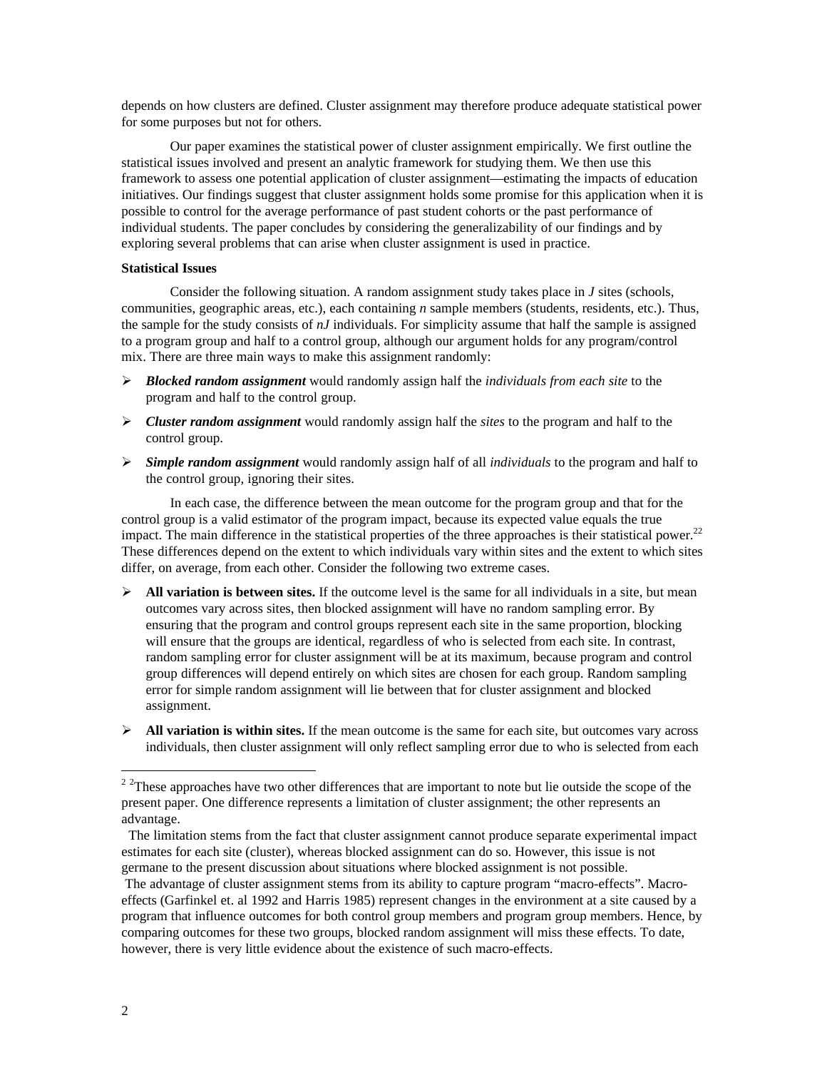depends on how clusters are defined. Cluster assignment may therefore produce adequate statistical power for some purposes but not for others.

Our paper examines the statistical power of cluster assignment empirically. We first outline the statistical issues involved and present an analytic framework for studying them. We then use this framework to assess one potential application of cluster assignment—estimating the impacts of education initiatives. Our findings suggest that cluster assignment holds some promise for this application when it is possible to control for the average performance of past student cohorts or the past performance of individual students. The paper concludes by considering the generalizability of our findings and by exploring several problems that can arise when cluster assignment is used in practice.

**Statistical Issues**

Consider the following situation. A random assignment study takes place in $J$ sites (schools, communities, geographic areas, etc.), each containing $n$ sample members (students, residents, etc.). Thus, the sample for the study consists of $nJ$ individuals. For simplicity assume that half the sample is assigned to a program group and half to a control group, although our argument holds for any program/control mix. There are three main ways to make this assignment randomly:

- ***Blocked random assignment*** would randomly assign half the *individuals from each site* to the program and half to the control group.
- ***Cluster random assignment*** would randomly assign half the *sites* to the program and half to the control group.
- ***Simple random assignment*** would randomly assign half of all *individuals* to the program and half to the control group, ignoring their sites.

In each case, the difference between the mean outcome for the program group and that for the control group is a valid estimator of the program impact, because its expected value equals the true impact. The main difference in the statistical properties of the three approaches is their statistical power.[2] These differences depend on the extent to which individuals vary within sites and the extent to which sites differ, on average, from each other. Consider the following two extreme cases.

- **All variation is between sites.** If the outcome level is the same for all individuals in a site, but mean outcomes vary across sites, then blocked assignment represent will have no random sampling error. By ensuring that the program and control groups represent each site in the same proportion, blocking will ensure that the groups are identical, regardless of who is selected from each site. In contrast, random sampling error for cluster assignment will be at its maximum, because program and control group differences will depend entirely on which sites are chosen for each group. Random sampling error for simple random assignment will lie between that for cluster assignment and blocked assignment.
- **All variation is within sites.** If the mean outcome is the same for each site, but outcomes vary across individuals, then cluster assignment will only reflect sampling error due to who is selected from each

---

[2] These approaches have two other differences that are important to note but lie outside the scope of the present paper. One difference represents a limitation of cluster assignment; the other represents an advantage.

The limitation stems from the fact that cluster assignment cannot produce separate experimental impact estimates for each site (cluster), whereas blocked assignment can do so. However, this issue is not germane to the present discussion about situations where blocked assignment is not possible.

The advantage of cluster assignment stems from its ability to capture program "macro-effects". Macro-effects (Garfinkel et. al 1992 and Harris 1985) represent changes in the environment at a site caused by a program that influence outcomes for both control group members and program group members. Hence, by comparing outcomes for these two groups, blocked random assignment will miss these effects. To date, however, there is very little evidence about the existence of such macro-effects.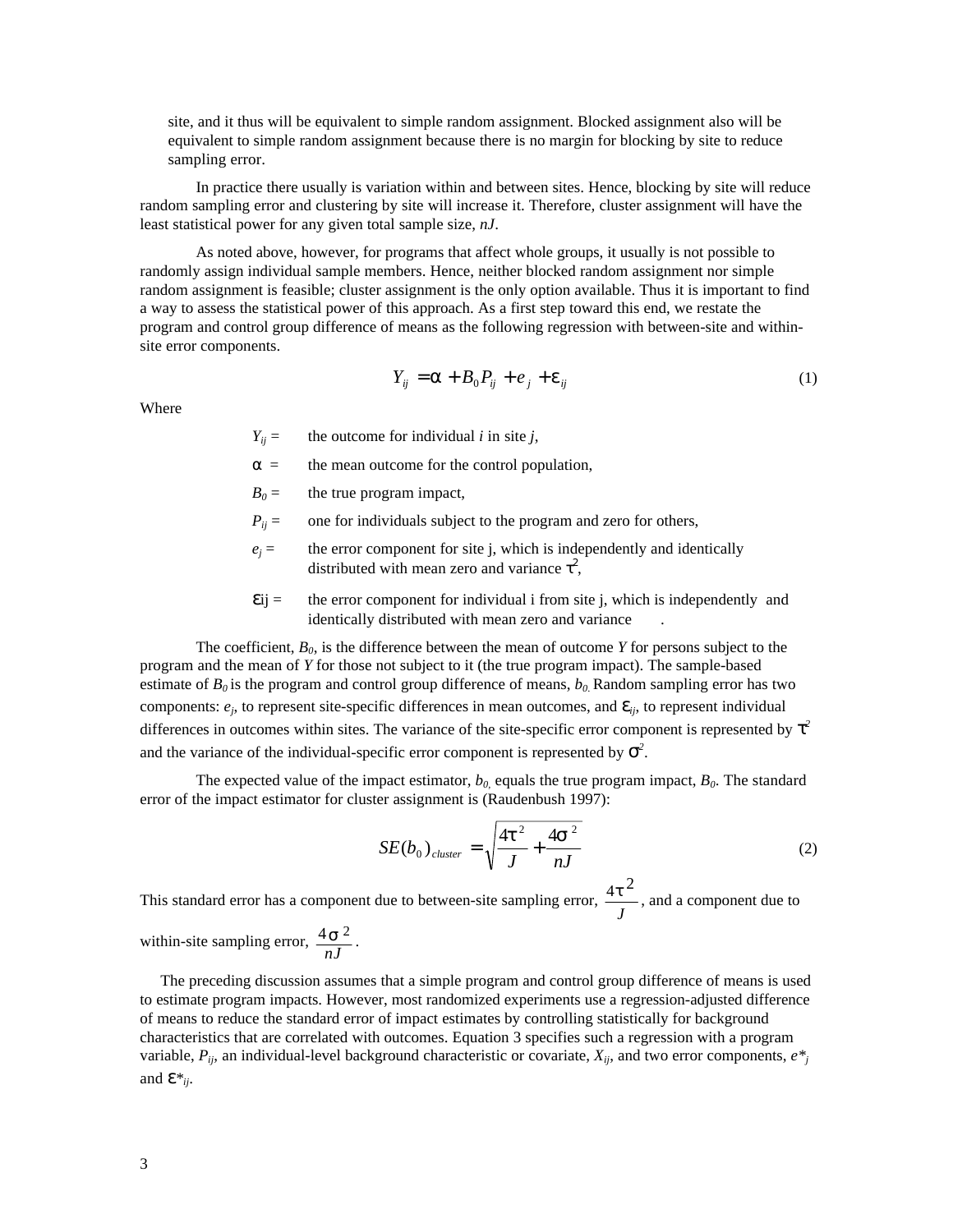site, and it thus will be equivalent to simple random assignment. Blocked assignment also will be equivalent to simple random assignment because there is no margin for blocking by site to reduce sampling error.

In practice there usually is variation within and between sites. Hence, blocking by site will reduce random sampling error and clustering by site will increase it. Therefore, cluster assignment will have the least statistical power for any given total sample size, $nJ$.

As noted above, however, for programs that affect whole groups, it usually is not possible to randomly assign individual sample members. Hence, neither blocked random assignment nor simple random assignment is feasible; cluster assignment is the only option available. Thus it is important to find a way to assess the statistical power of this approach. As a first step toward this end, we restate the program and control group difference of means as the following regression with between-site and within-site error components.

$$Y_{ij} = \alpha + B_0 P_{ij} + e_j + \varepsilon_{ij} \tag{1}$$

Where

$Y_{ij}$ = the outcome for individual $i$ in site $j$,

$\alpha$ = the mean outcome for the control population,

$B_0$ = the true program impact,

$P_{ij}$ = one for individuals subject to the program and zero for others,

$e_j$ = the error component for site j, which is independently and identically distributed with mean zero and variance $\tau^2$,

$\varepsilon_{ij}$ = the error component for individual i from site j, which is independently and identically distributed with mean zero and variance .

The coefficient, $B_0$, is the difference between the mean of outcome $Y$ for persons subject to the program and the mean of $Y$ for those not subject to it (the true program impact). The sample-based estimate of $B_0$ is the program and control group difference of means, $b_0$. Random sampling error has two components: $e_j$, to represent site-specific differences in mean outcomes, and $\varepsilon_{ij}$, to represent individual differences in outcomes within sites. The variance of the site-specific error component is represented by $\tau^2$ and the variance of the individual-specific error component is represented by $\sigma^2$.

The expected value of the impact estimator, $b_0$, equals the true program impact, $B_0$. The standard error of the impact estimator for cluster assignment is (Raudenbush 1997):

$$SE(b_0)_{cluster} = \sqrt{\frac{4\tau^2}{J} + \frac{4\sigma^2}{nJ}} \tag{2}$$

This standard error has a component due to between-site sampling error, $\frac{4\tau^2}{J}$, and a component due to within-site sampling error, $\frac{4\sigma^2}{nJ}$.

The preceding discussion assumes that a simple program and control group difference of means is used to estimate program impacts. However, most randomized experiments use a regression-adjusted difference of means to reduce the standard error of impact estimates by controlling statistically for background characteristics that are correlated with outcomes. Equation 3 specifies such a regression with a program variable, $P_{ij}$, an individual-level background characteristic or covariate, $X_{ij}$, and two error components, $e^*_j$ and $\varepsilon^*_{ij}$.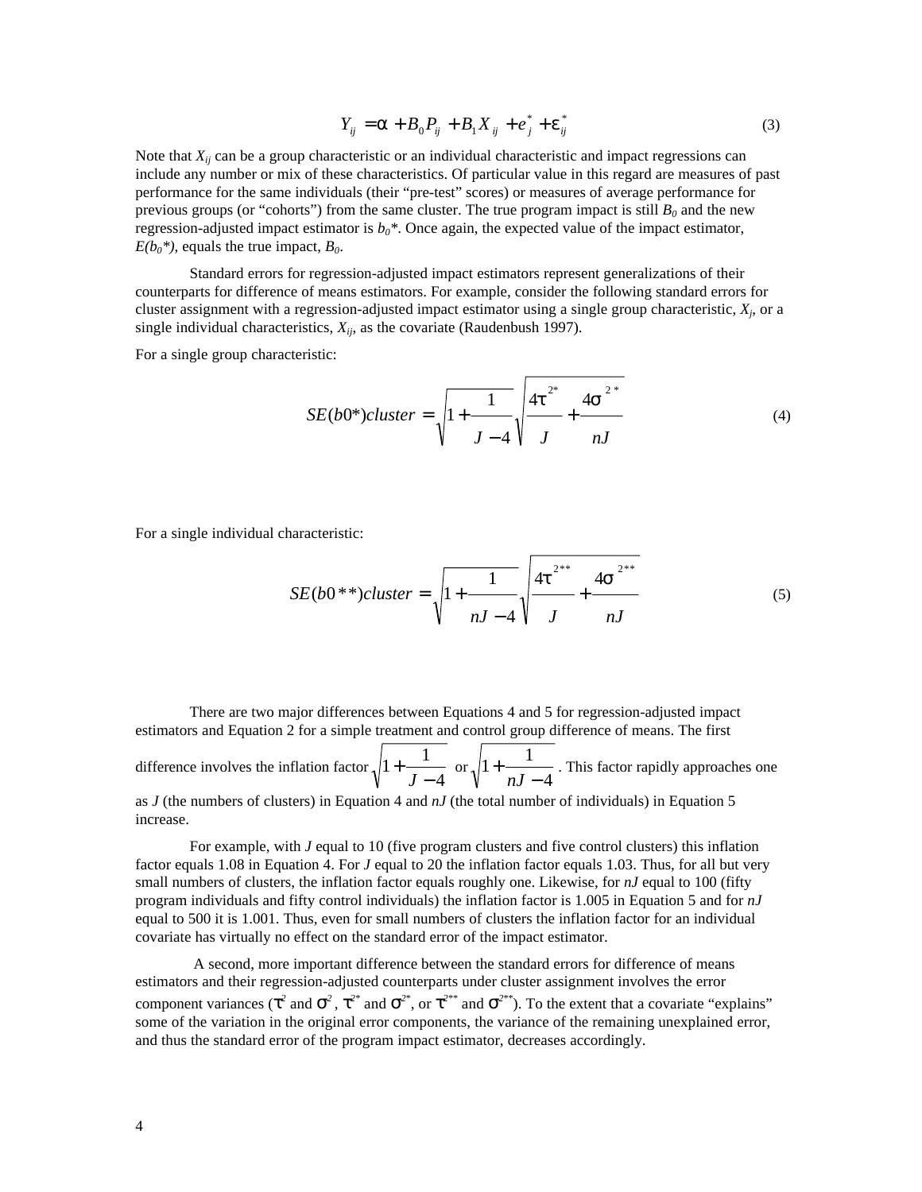$$Y_{ij} = \alpha + B_0 P_{ij} + B_1 X_{ij} + e_j^* + \varepsilon_{ij}^* \tag{3}$$

Note that $X_{ij}$ can be a group characteristic or an individual characteristic and impact regressions can include any number or mix of these characteristics. Of particular value in this regard are measures of past performance for the same individuals (their "pre-test" scores) or measures of average performance for previous groups (or "cohorts") from the same cluster. The true program impact is still $B_0$ and the new regression-adjusted impact estimator is $b_0$*. Once again, the expected value of the impact estimator, $E(b_0^*)$, equals the true impact, $B_0$.

Standard errors for regression-adjusted impact estimators represent generalizations of their counterparts for difference of means estimators. For example, consider the following standard errors for cluster assignment with a regression-adjusted impact estimator using a single group characteristic, $X_j$, or a single individual characteristics, $X_{ij}$, as the covariate (Raudenbush 1997).

For a single group characteristic:

$$SE(b0^*)cluster = \sqrt{1 + \frac{1}{J-4}} \sqrt{\frac{4\tau^{2*}}{J} + \frac{4\sigma^{2*}}{nJ}} \tag{4}$$

For a single individual characteristic:

$$SE(b0^{**})cluster = \sqrt{1 + \frac{1}{nJ-4}} \sqrt{\frac{4\tau^{2**}}{J} + \frac{4\sigma^{2**}}{nJ}} \tag{5}$$

There are two major differences between Equations 4 and 5 for regression-adjusted impact estimators and Equation 2 for a simple treatment and control group difference of means. The first difference involves the inflation factor $\sqrt{1 + \frac{1}{J-4}}$ or $\sqrt{1 + \frac{1}{nJ-4}}$. This factor rapidly approaches one as $J$ (the numbers of clusters) in Equation 4 and $nJ$ (the total number of individuals) in Equation 5 increase.

For example, with $J$ equal to 10 (five program clusters and five control clusters) this inflation factor equals 1.08 in Equation 4. For $J$ equal to 20 the inflation factor equals 1.03. Thus, for all but very small numbers of clusters, the inflation factor equals roughly one. Likewise, for $nJ$ equal to 100 (fifty program individuals and fifty control individuals) the inflation factor is 1.005 in Equation 5 and for $nJ$ equal to 500 it is 1.001. Thus, even for small numbers of clusters the inflation factor for an individual covariate has virtually no effect on the standard error of the impact estimator.

A second, more important difference between the standard errors for difference of means estimators and their regression-adjusted counterparts under cluster assignment involves the error component variances ($\tau^2$ and $\sigma^2$, $\tau^{2*}$ and $\sigma^{2*}$, or $\tau^{2**}$ and $\sigma^{2**}$). To the extent that a covariate "explains" some of the variation in the original error components, the variance of the remaining unexplained error, and thus the standard error of the program impact estimator, decreases accordingly.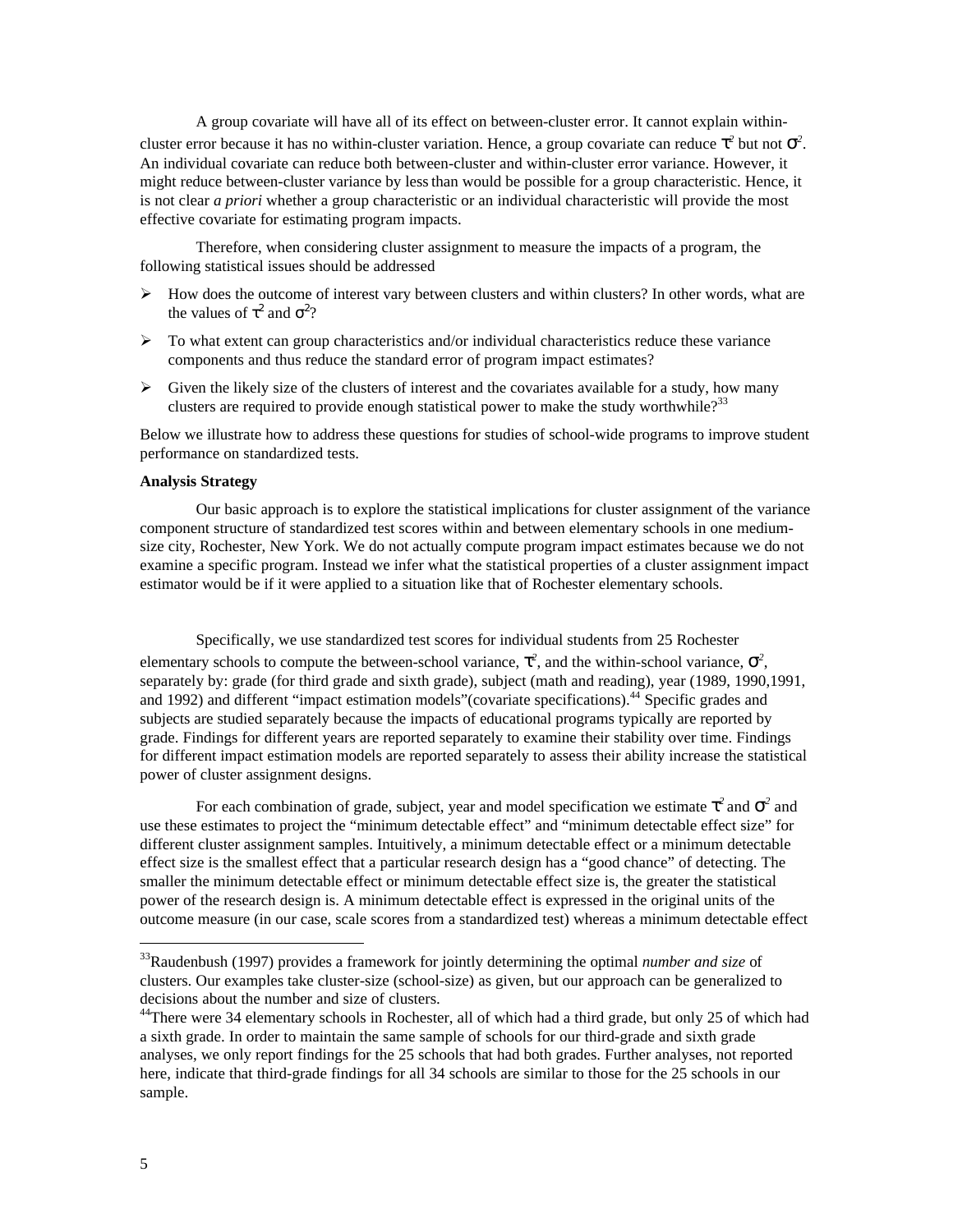A group covariate will have all of its effect on between-cluster error. It cannot explain within-cluster error because it has no within-cluster variation. Hence, a group covariate can reduce $\tau^2$ but not $\sigma^2$. An individual covariate can reduce both between-cluster and within-cluster error variance. However, it might reduce between-cluster variance by less than would be possible for a group characteristic. Hence, it is not clear *a priori* whether a group characteristic or an individual characteristic will provide the most effective covariate for estimating program impacts.

Therefore, when considering cluster assignment to measure the impacts of a program, the following statistical issues should be addressed

- How does the outcome of interest vary between clusters and within clusters? In other words, what are the values of $\tau^2$ and $\sigma^2$?
- To what extent can group characteristics and/or individual characteristics reduce these variance components and thus reduce the standard error of program impact estimates?
- Given the likely size of the clusters of interest and the covariates available for a study, how many clusters are required to provide enough statistical power to make the study worthwhile?[33]

Below we illustrate how to address these questions for studies of school-wide programs to improve student performance on standardized tests.

**Analysis Strategy**

Our basic approach is to explore the statistical implications for cluster assignment of the variance component structure of standardized test scores within and between elementary schools in one medium-size city, Rochester, New York. We do not actually compute program impact estimates because we do not examine a specific program. Instead we infer what the statistical properties of a cluster assignment impact estimator would be if it were applied to a situation like that of Rochester elementary schools.

Specifically, we use standardized test scores for individual students from 25 Rochester elementary schools to compute the between-school variance, $\tau^2$, and the within-school variance, $\sigma^2$, separately by: grade (for third grade and sixth grade), subject (math and reading), year (1989, 1990,1991, and 1992) and different "impact estimation models"(covariate specifications).[44] Specific grades and subjects are studied separately because the impacts of educational programs typically are reported by grade. Findings for different years are reported separately to examine their stability over time. Findings for different impact estimation models are reported separately to assess their ability increase the statistical power of cluster assignment designs.

For each combination of grade, subject, year and model specification we estimate $\tau^2$ and $\sigma^2$ and use these estimates to project the "minimum detectable effect" and "minimum detectable effect size" for different cluster assignment samples. Intuitively, a minimum detectable effect or a minimum detectable effect size is the smallest effect that a particular research design has a "good chance" of detecting. The smaller the minimum detectable effect or minimum detectable effect size is, the greater the statistical power of the research design is. A minimum detectable effect is expressed in the original units of the outcome measure (in our case, scale scores from a standardized test) whereas a minimum detectable effect

[33] Raudenbush (1997) provides a framework for jointly determining the optimal *number and size* of clusters. Our examples take cluster-size (school-size) as given, but our approach can be generalized to decisions about the number and size of clusters.

[44] There were 34 elementary schools in Rochester, all of which had a third grade, but only 25 of which had a sixth grade. In order to maintain the same sample of schools for our third-grade and sixth grade analyses, we only report findings for the 25 schools that had both grades. Further analyses, not reported here, indicate that third-grade findings for all 34 schools are similar to those for the 25 schools in our sample.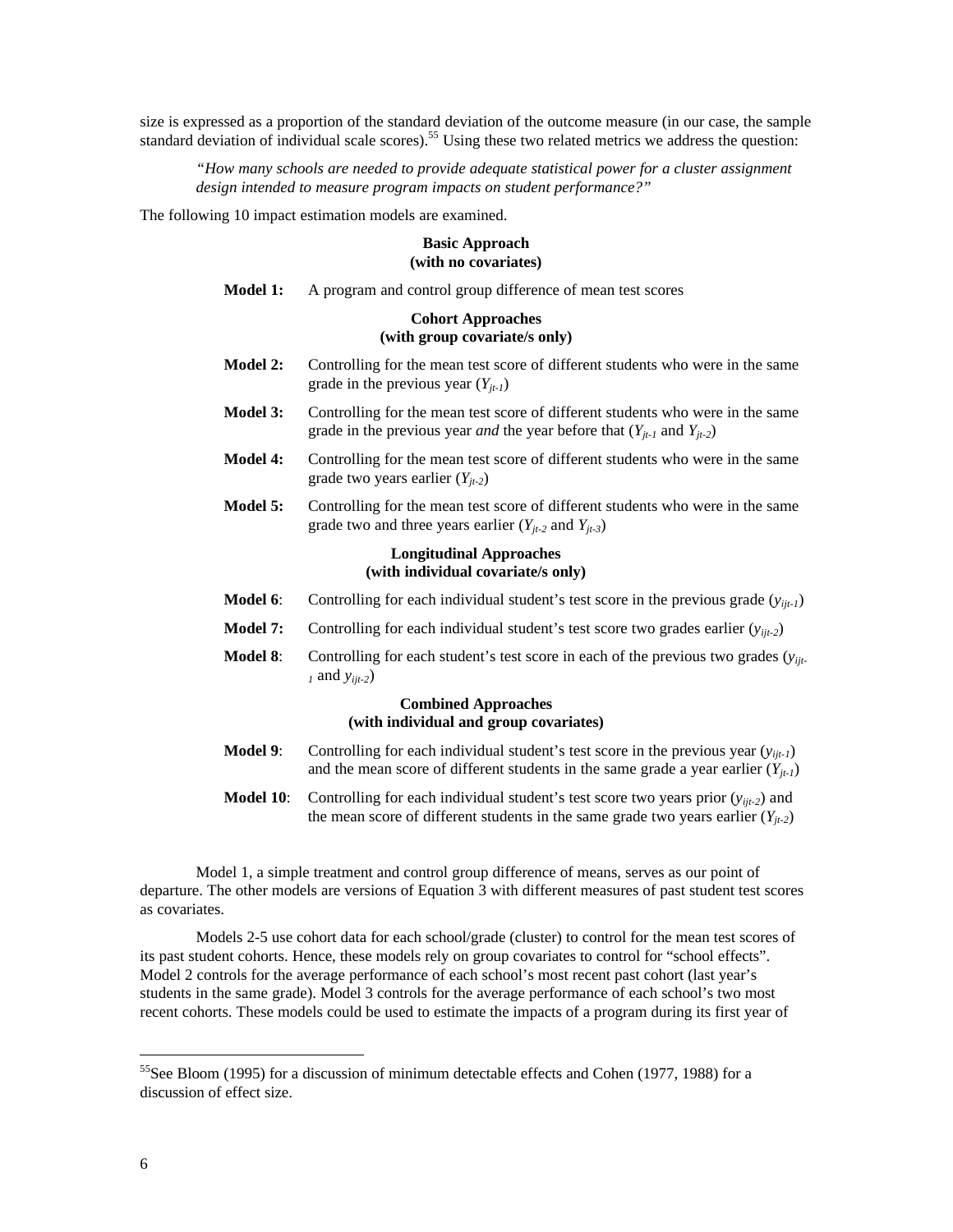size is expressed as a proportion of the standard deviation of the outcome measure (in our case, the sample standard deviation of individual scale scores).[55] Using these two related metrics we address the question:

> *"How many schools are needed to provide adequate statistical power for a cluster assignment design intended to measure program impacts on student performance?"*

The following 10 impact estimation models are examined.

**Basic Approach**
**(with no covariates)**

**Model 1:** A program and control group difference of mean test scores

**Cohort Approaches**
**(with group covariate/s only)**

**Model 2:** Controlling for the mean test score of different students who were in the same grade in the previous year ($Y_{jt-1}$)

**Model 3:** Controlling for the mean test score of different students who were in the same grade in the previous year *and* the year before that ($Y_{jt-1}$ and $Y_{jt-2}$)

**Model 4:** Controlling for the mean test score of different students who were in the same grade two years earlier ($Y_{jt-2}$)

**Model 5:** Controlling for the mean test score of different students who were in the same grade two and three years earlier ($Y_{jt-2}$ and $Y_{jt-3}$)

**Longitudinal Approaches**
**(with individual covariate/s only)**

**Model 6**: Controlling for each individual student's test score in the previous grade ($y_{ijt-1}$)

**Model 7:** Controlling for each individual student's test score two grades earlier ($y_{ijt-2}$)

**Model 8**: Controlling for each student's test score in each of the previous two grades ($y_{ijt-1}$ and $y_{ijt-2}$)

**Combined Approaches**
**(with individual and group covariates)**

**Model 9**: Controlling for each individual student's test score in the previous year ($y_{ijt-1}$) and the mean score of different students in the same grade a year earlier ($Y_{jt-1}$)

**Model 10**: Controlling for each individual student's test score two years prior ($y_{ijt-2}$) and the mean score of different students in the same grade two years earlier ($Y_{jt-2}$)

Model 1, a simple treatment and control group difference of means, serves as our point of departure. The other models are versions of Equation 3 with different measures of past student test scores as covariates.

Models 2-5 use cohort data for each school/grade (cluster) to control for the mean test scores of its past student cohorts. Hence, these models rely on group covariates to control for "school effects". Model 2 controls for the average performance of each school's most recent past cohort (last year's students in the same grade). Model 3 controls for the average performance of each school's two most recent cohorts. These models could be used to estimate the impacts of a program during its first year of

---

[55] See Bloom (1995) for a discussion of minimum detectable effects and Cohen (1977, 1988) for a discussion of effect size.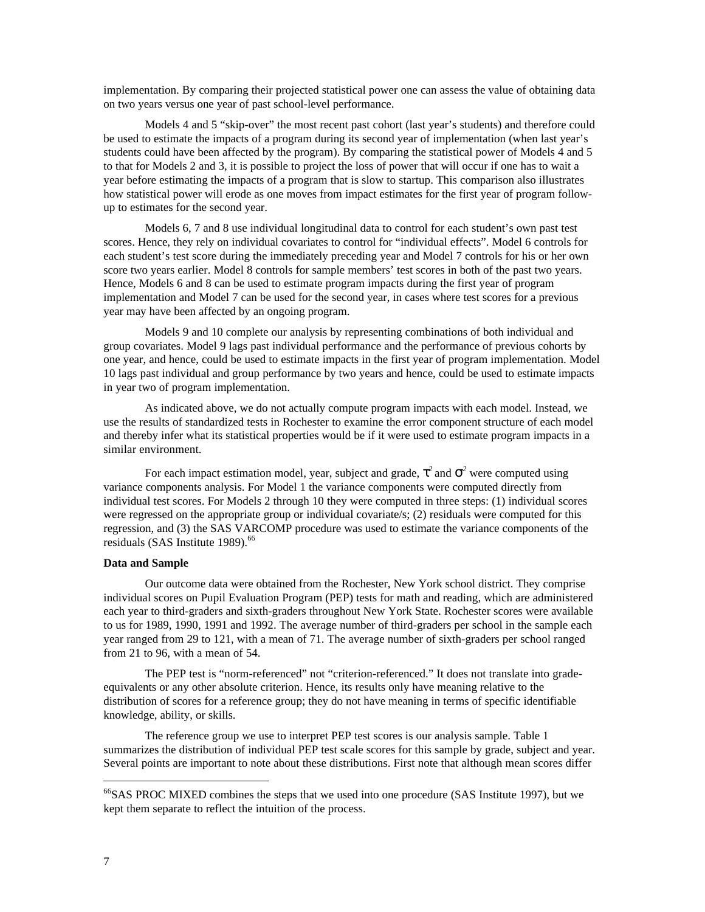implementation. By comparing their projected statistical power one can assess the value of obtaining data on two years versus one year of past school-level performance.

Models 4 and 5 "skip-over" the most recent past cohort (last year's students) and therefore could be used to estimate the impacts of a program during its second year of implementation (when last year's students could have been affected by the program). By comparing the statistical power of Models 4 and 5 to that for Models 2 and 3, it is possible to project the loss of power that will occur if one has to wait a year before estimating the impacts of a program that is slow to startup. This comparison also illustrates how statistical power will erode as one moves from impact estimates for the first year of program follow-up to estimates for the second year.

Models 6, 7 and 8 use individual longitudinal data to control for each student's own past test scores. Hence, they rely on individual covariates to control for "individual effects". Model 6 controls for each student's test score during the immediately preceding year and Model 7 controls for his or her own score two years earlier. Model 8 controls for sample members' test scores in both of the past two years. Hence, Models 6 and 8 can be used to estimate program impacts during the first year of program implementation and Model 7 can be used for the second year, in cases where test scores for a previous year may have been affected by an ongoing program.

Models 9 and 10 complete our analysis by representing combinations of both individual and group covariates. Model 9 lags past individual performance and the performance of previous cohorts by one year, and hence, could be used to estimate impacts in the first year of program implementation. Model 10 lags past individual and group performance by two years and hence, could be used to estimate impacts in year two of program implementation.

As indicated above, we do not actually compute program impacts with each model. Instead, we use the results of standardized tests in Rochester to examine the error component structure of each model and thereby infer what its statistical properties would be if it were used to estimate program impacts in a similar environment.

For each impact estimation model, year, subject and grade, $\tau^2$ and $\sigma^2$ were computed using variance components analysis. For Model 1 the variance components were computed directly from individual test scores. For Models 2 through 10 they were computed in three steps: (1) individual scores were regressed on the appropriate group or individual covariate/s; (2) residuals were computed for this regression, and (3) the SAS VARCOMP procedure was used to estimate the variance components of the residuals (SAS Institute 1989).[66]

**Data and Sample**

Our outcome data were obtained from the Rochester, New York school district. They comprise individual scores on Pupil Evaluation Program (PEP) tests for math and reading, which are administered each year to third-graders and sixth-graders throughout New York State. Rochester scores were available to us for 1989, 1990, 1991 and 1992. The average number of third-graders per school in the sample each year ranged from 29 to 121, with a mean of 71. The average number of sixth-graders per school ranged from 21 to 96, with a mean of 54.

The PEP test is "norm-referenced" not "criterion-referenced." It does not translate into grade-equivalents or any other absolute criterion. Hence, its results only have meaning relative to the distribution of scores for a reference group; they do not have meaning in terms of specific identifiable knowledge, ability, or skills.

The reference group we use to interpret PEP test scores is our analysis sample. Table 1 summarizes the distribution of individual PEP test scale scores for this sample by grade, subject and year. Several points are important to note about these distributions. First note that although mean scores differ

[66]SAS PROC MIXED combines the steps that we used into one procedure (SAS Institute 1997), but we kept them separate to reflect the intuition of the process.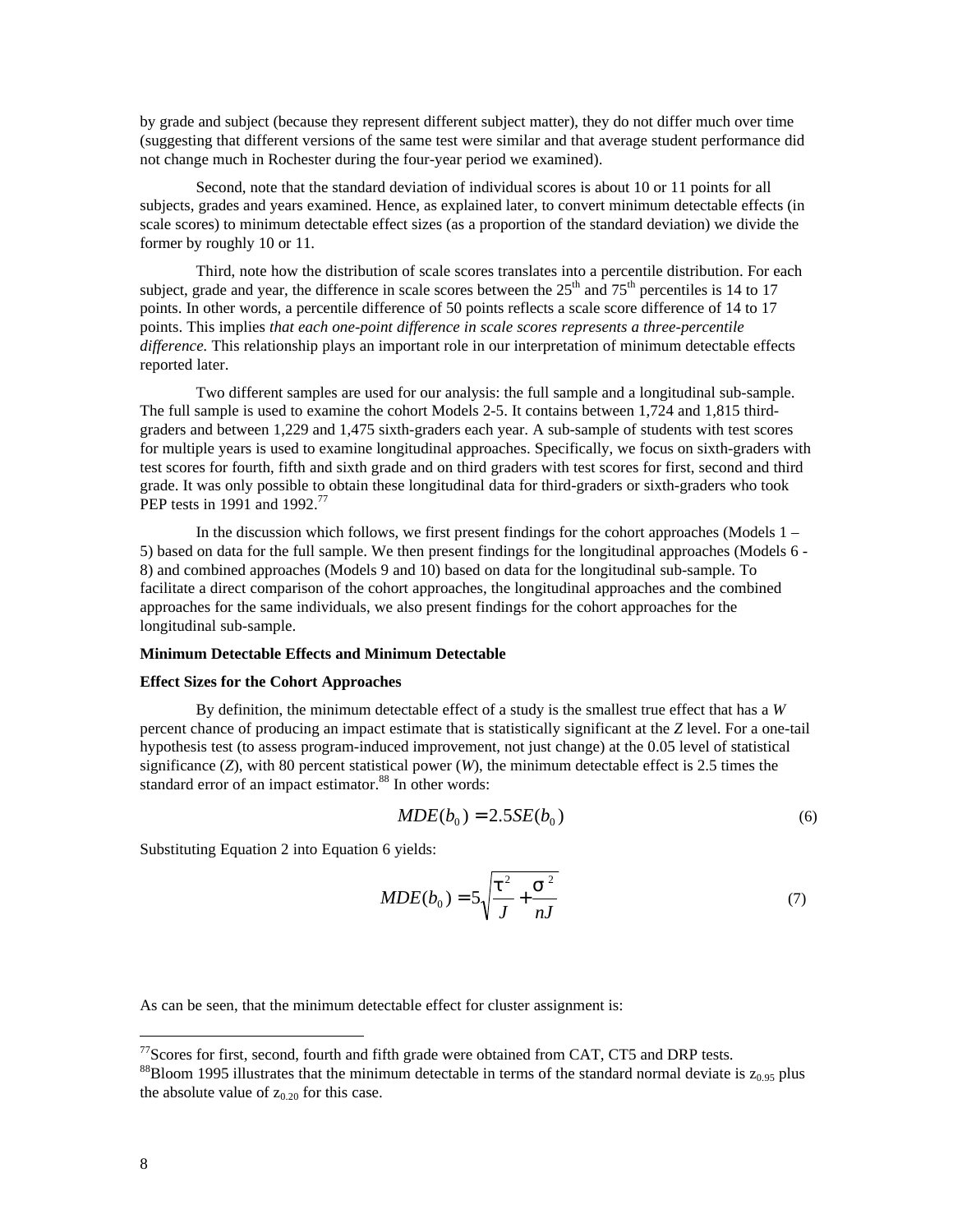by grade and subject (because they represent different subject matter), they do not differ much over time (suggesting that different versions of the same test were similar and that average student performance did not change much in Rochester during the four-year period we examined).

Second, note that the standard deviation of individual scores is about 10 or 11 points for all subjects, grades and years examined. Hence, as explained later, to convert minimum detectable effects (in scale scores) to minimum detectable effect sizes (as a proportion of the standard deviation) we divide the former by roughly 10 or 11.

Third, note how the distribution of scale scores translates into a percentile distribution. For each subject, grade and year, the difference in scale scores between the 25th and 75th percentiles is 14 to 17 points. In other words, a percentile difference of 50 points reflects a scale score difference of 14 to 17 points. This implies *that each one-point difference in scale scores represents a three-percentile difference.* This relationship plays an important role in our interpretation of minimum detectable effects reported later.

Two different samples are used for our analysis: the full sample and a longitudinal sub-sample. The full sample is used to examine the cohort Models 2-5. It contains between 1,724 and 1,815 third-graders and between 1,229 and 1,475 sixth-graders each year. A sub-sample of students with test scores for multiple years is used to examine longitudinal approaches. Specifically, we focus on sixth-graders with test scores for fourth, fifth and sixth grade and on third graders with test scores for first, second and third grade. It was only possible to obtain these longitudinal data for third-graders or sixth-graders who took PEP tests in 1991 and 1992.[77]

In the discussion which follows, we first present findings for the cohort approaches (Models 1 – 5) based on data for the full sample. We then present findings for the longitudinal approaches (Models 6 - 8) and combined approaches (Models 9 and 10) based on data for the longitudinal sub-sample. To facilitate a direct comparison of the cohort approaches, the longitudinal approaches and the combined approaches for the same individuals, we also present findings for the cohort approaches for the longitudinal sub-sample.

**Minimum Detectable Effects and Minimum Detectable**

**Effect Sizes for the Cohort Approaches**

By definition, the minimum detectable effect of a study is the smallest true effect that has a *W* percent chance of producing an impact estimate that is statistically significant at the *Z* level. For a one-tail hypothesis test (to assess program-induced improvement, not just change) at the 0.05 level of statistical significance (*Z*), with 80 percent statistical power (*W*), the minimum detectable effect is 2.5 times the standard error of an impact estimator.[88] In other words:

$$MDE(b_0) = 2.5SE(b_0) \tag{6}$$

Substituting Equation 2 into Equation 6 yields:

$$MDE(b_0) = 5\sqrt{\frac{\tau^2}{J} + \frac{\sigma^2}{nJ}} \tag{7}$$

As can be seen, that the minimum detectable effect for cluster assignment is:

[77] Scores for first, second, fourth and fifth grade were obtained from CAT, CT5 and DRP tests.

[88] Bloom 1995 illustrates that the minimum detectable in terms of the standard normal deviate is $z_{0.95}$ plus the absolute value of $z_{0.20}$ for this case.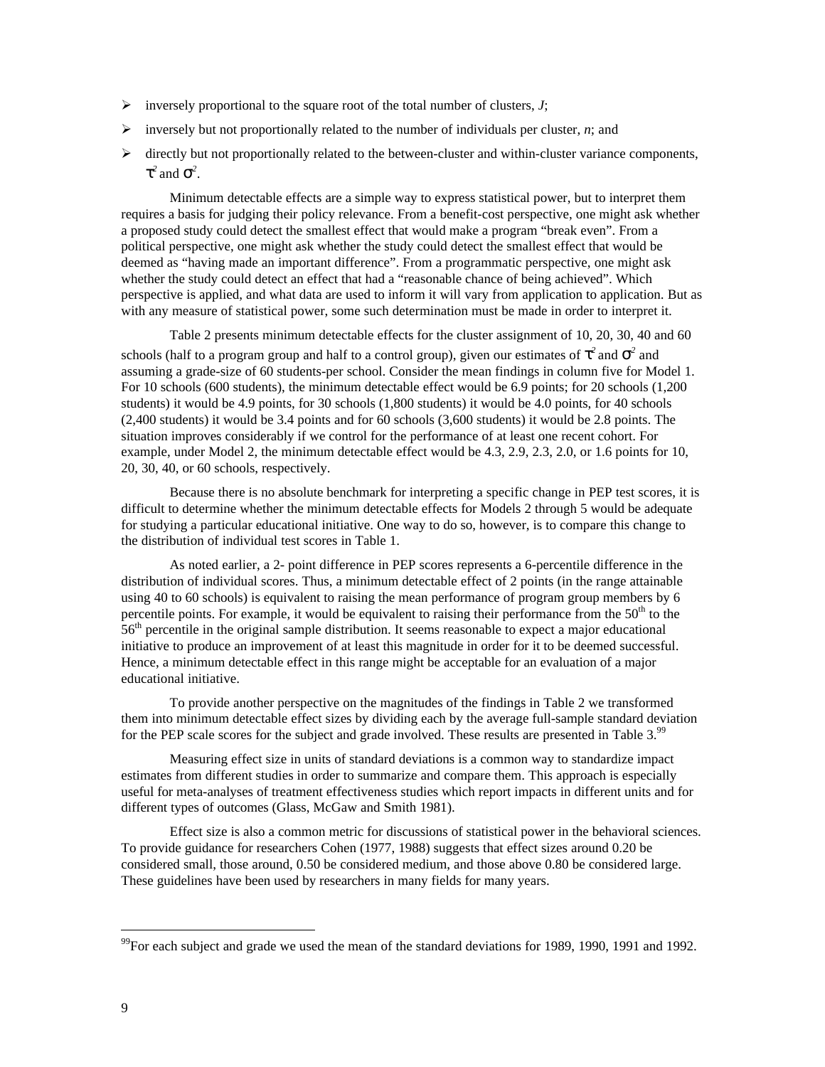- inversely proportional to the square root of the total number of clusters, $J$;
- inversely but not proportionally related to the number of individuals per cluster, $n$; and
- directly but not proportionally related to the between-cluster and within-cluster variance components, $\tau^2$ and $\sigma^2$.

Minimum detectable effects are a simple way to express statistical power, but to interpret them requires a basis for judging their policy relevance. From a benefit-cost perspective, one might ask whether a proposed study could detect the smallest effect that would make a program "break even". From a political perspective, one might ask whether the study could detect the smallest effect that would be deemed as "having made an important difference". From a programmatic perspective, one might ask whether the study could detect an effect that had a "reasonable chance of being achieved". Which perspective is applied, and what data are used to inform it will vary from application to application. But as with any measure of statistical power, some such determination must be made in order to interpret it.

Table 2 presents minimum detectable effects for the cluster assignment of 10, 20, 30, 40 and 60 schools (half to a program group and half to a control group), given our estimates of $\tau^2$ and $\sigma^2$ and assuming a grade-size of 60 students-per school. Consider the mean findings in column five for Model 1. For 10 schools (600 students), the minimum detectable effect would be 6.9 points; for 20 schools (1,200 students) it would be 4.9 points, for 30 schools (1,800 students) it would be 4.0 points, for 40 schools (2,400 students) it would be 3.4 points and for 60 schools (3,600 students) it would be 2.8 points. The situation improves considerably if we control for the performance of at least one recent cohort. For example, under Model 2, the minimum detectable effect would be 4.3, 2.9, 2.3, 2.0, or 1.6 points for 10, 20, 30, 40, or 60 schools, respectively.

Because there is no absolute benchmark for interpreting a specific change in PEP test scores, it is difficult to determine whether the minimum detectable effects for Models 2 through 5 would be adequate for studying a particular educational initiative. One way to do so, however, is to compare this change to the distribution of individual test scores in Table 1.

As noted earlier, a 2- point difference in PEP scores represents a 6-percentile difference in the distribution of individual scores. Thus, a minimum detectable effect of 2 points (in the range attainable using 40 to 60 schools) is equivalent to raising the mean performance of program group members by 6 percentile points. For example, it would be equivalent to raising their performance from the 50th to the 56th percentile in the original sample distribution. It seems reasonable to expect a major educational initiative to produce an improvement of at least this magnitude in order for it to be deemed successful. Hence, a minimum detectable effect in this range might be acceptable for an evaluation of a major educational initiative.

To provide another perspective on the magnitudes of the findings in Table 2 we transformed them into minimum detectable effect sizes by dividing each by the average full-sample standard deviation for the PEP scale scores for the subject and grade involved. These results are presented in Table 3.[99]

Measuring effect size in units of standard deviations is a common way to standardize impact estimates from different studies in order to summarize and compare them. This approach is especially useful for meta-analyses of treatment effectiveness studies which report impacts in different units and for different types of outcomes (Glass, McGaw and Smith 1981).

Effect size is also a common metric for discussions of statistical power in the behavioral sciences. To provide guidance for researchers Cohen (1977, 1988) suggests that effect sizes around 0.20 be considered small, those around, 0.50 be considered medium, and those above 0.80 be considered large. These guidelines have been used by researchers in many fields for many years.

[99]For each subject and grade we used the mean of the standard deviations for 1989, 1990, 1991 and 1992.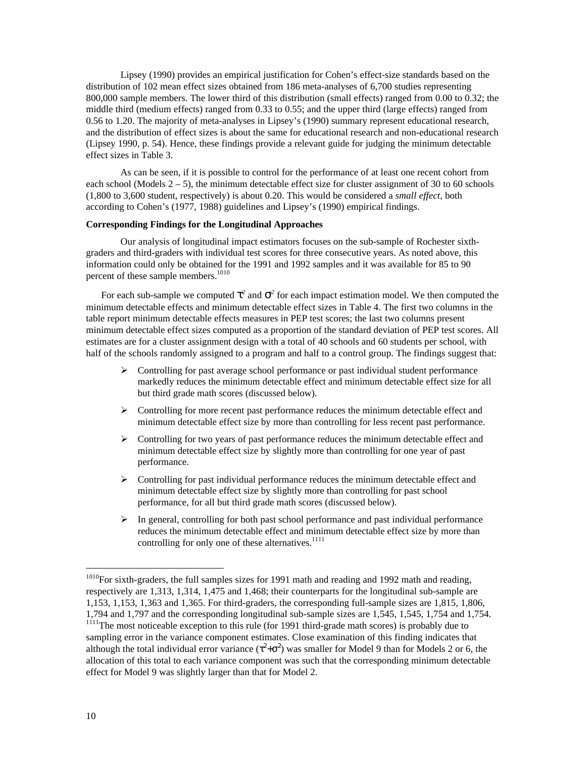Lipsey (1990) provides an empirical justification for Cohen's effect-size standards based on the distribution of 102 mean effect sizes obtained from 186 meta-analyses of 6,700 studies representing 800,000 sample members. The lower third of this distribution (small effects) ranged from 0.00 to 0.32; the middle third (medium effects) ranged from 0.33 to 0.55; and the upper third (large effects) ranged from 0.56 to 1.20. The majority of meta-analyses in Lipsey's (1990) summary represent educational research, and the distribution of effect sizes is about the same for educational research and non-educational research (Lipsey 1990, p. 54). Hence, these findings provide a relevant guide for judging the minimum detectable effect sizes in Table 3.

As can be seen, if it is possible to control for the performance of at least one recent cohort from each school (Models 2 – 5), the minimum detectable effect size for cluster assignment of 30 to 60 schools (1,800 to 3,600 student, respectively) is about 0.20. This would be considered a *small effect*, both according to Cohen's (1977, 1988) guidelines and Lipsey's (1990) empirical findings.

**Corresponding Findings for the Longitudinal Approaches**

Our analysis of longitudinal impact estimators focuses on the sub-sample of Rochester sixth-graders and third-graders with individual test scores for three consecutive years. As noted above, this information could only be obtained for the 1991 and 1992 samples and it was available for 85 to 90 percent of these sample members.[1010]

For each sub-sample we computed $\tau^2$ and $\sigma^2$ for each impact estimation model. We then computed the minimum detectable effects and minimum detectable effect sizes in Table 4. The first two columns in the table report minimum detectable effects measures in PEP test scores; the last two columns present minimum detectable effect sizes computed as a proportion of the standard deviation of PEP test scores. All estimates are for a cluster assignment design with a total of 40 schools and 60 students per school, with half of the schools randomly assigned to a program and half to a control group. The findings suggest that:

- Controlling for past average school performance or past individual student performance markedly reduces the minimum detectable effect and minimum detectable effect size for all but third grade math scores (discussed below).
- Controlling for more recent past performance reduces the minimum detectable effect and minimum detectable effect size by more than controlling for less recent past performance.
- Controlling for two years of past performance reduces the minimum detectable effect and minimum detectable effect size by slightly more than controlling for one year of past performance.
- Controlling for past individual performance reduces the minimum detectable effect and minimum detectable effect size by slightly more than controlling for past school performance, for all but third grade math scores (discussed below).
- In general, controlling for both past school performance and past individual performance reduces the minimum detectable effect and minimum detectable effect size by more than controlling for only one of these alternatives.[1111]

[1010]For sixth-graders, the full samples sizes for 1991 math and reading and 1992 math and reading, respectively are 1,313, 1,314, 1,475 and 1,468; their counterparts for the longitudinal sub-sample are 1,153, 1,153, 1,363 and 1,365. For third-graders, the corresponding full-sample sizes are 1,815, 1,806, 1,794 and 1,797 and the corresponding longitudinal sub-sample sizes are 1,545, 1,545, 1,754 and 1,754.

[1111]The most noticeable exception to this rule (for 1991 third-grade math scores) is probably due to sampling error in the variance component estimates. Close examination of this finding indicates that although the total individual error variance ($\tau^2$+$\sigma^2$) was smaller for Model 9 than for Models 2 or 6, the allocation of this total to each variance component was such that the corresponding minimum detectable effect for Model 9 was slightly larger than that for Model 2.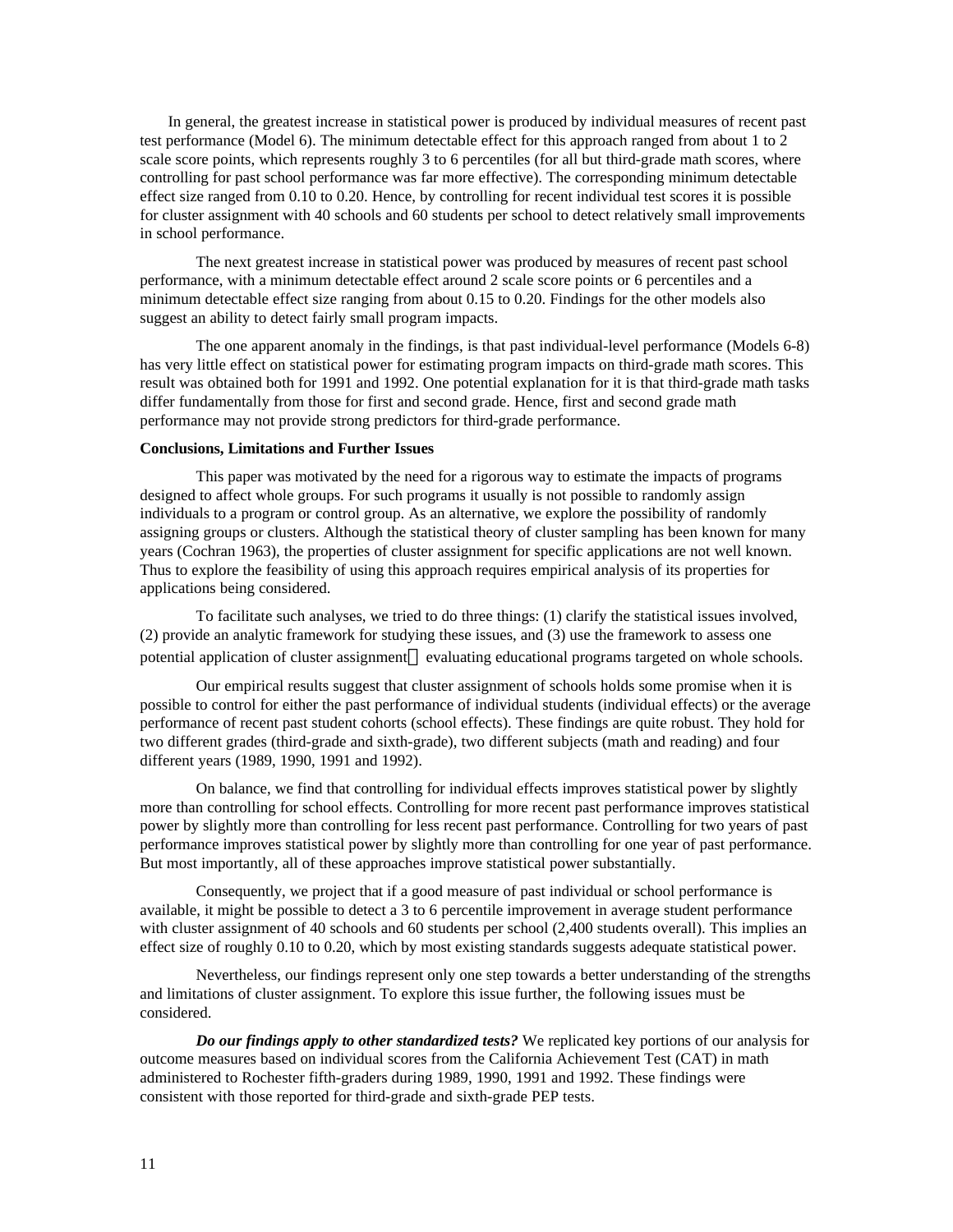In general, the greatest increase in statistical power is produced by individual measures of recent past test performance (Model 6). The minimum detectable effect for this approach ranged from about 1 to 2 scale score points, which represents roughly 3 to 6 percentiles (for all but third-grade math scores, where controlling for past school performance was far more effective). The corresponding minimum detectable effect size ranged from 0.10 to 0.20. Hence, by controlling for recent individual test scores it is possible for cluster assignment with 40 schools and 60 students per school to detect relatively small improvements in school performance.

The next greatest increase in statistical power was produced by measures of recent past school performance, with a minimum detectable effect around 2 scale score points or 6 percentiles and a minimum detectable effect size ranging from about 0.15 to 0.20. Findings for the other models also suggest an ability to detect fairly small program impacts.

The one apparent anomaly in the findings, is that past individual-level performance (Models 6-8) has very little effect on statistical power for estimating program impacts on third-grade math scores. This result was obtained both for 1991 and 1992. One potential explanation for it is that third-grade math tasks differ fundamentally from those for first and second grade. Hence, first and second grade math performance may not provide strong predictors for third-grade performance.

**Conclusions, Limitations and Further Issues**

This paper was motivated by the need for a rigorous way to estimate the impacts of programs designed to affect whole groups. For such programs it usually is not possible to randomly assign individuals to a program or control group. As an alternative, we explore the possibility of randomly assigning groups or clusters. Although the statistical theory of cluster sampling has been known for many years (Cochran 1963), the properties of cluster assignment for specific applications are not well known. Thus to explore the feasibility of using this approach requires empirical analysis of its properties for applications being considered.

To facilitate such analyses, we tried to do three things: (1) clarify the statistical issues involved, (2) provide an analytic framework for studying these issues, and (3) use the framework to assess one potential application of cluster assignment — evaluating educational programs targeted on whole schools.

Our empirical results suggest that cluster assignment of schools holds some promise when it is possible to control for either the past performance of individual students (individual effects) or the average performance of recent past student cohorts (school effects). These findings are quite robust. They hold for two different grades (third-grade and sixth-grade), two different subjects (math and reading) and four different years (1989, 1990, 1991 and 1992).

On balance, we find that controlling for individual effects improves statistical power by slightly more than controlling for school effects. Controlling for more recent past performance improves statistical power by slightly more than controlling for less recent past performance. Controlling for two years of past performance improves statistical power by slightly more than controlling for one year of past performance. But most importantly, all of these approaches improve statistical power substantially.

Consequently, we project that if a good measure of past individual or school performance is available, it might be possible to detect a 3 to 6 percentile improvement in average student performance with cluster assignment of 40 schools and 60 students per school (2,400 students overall). This implies an effect size of roughly 0.10 to 0.20, which by most existing standards suggests adequate statistical power.

Nevertheless, our findings represent only one step towards a better understanding of the strengths and limitations of cluster assignment. To explore this issue further, the following issues must be considered.

***Do our findings apply to other standardized tests?*** We replicated key portions of our analysis for outcome measures based on individual scores from the California Achievement Test (CAT) in math administered to Rochester fifth-graders during 1989, 1990, 1991 and 1992. These findings were consistent with those reported for third-grade and sixth-grade PEP tests.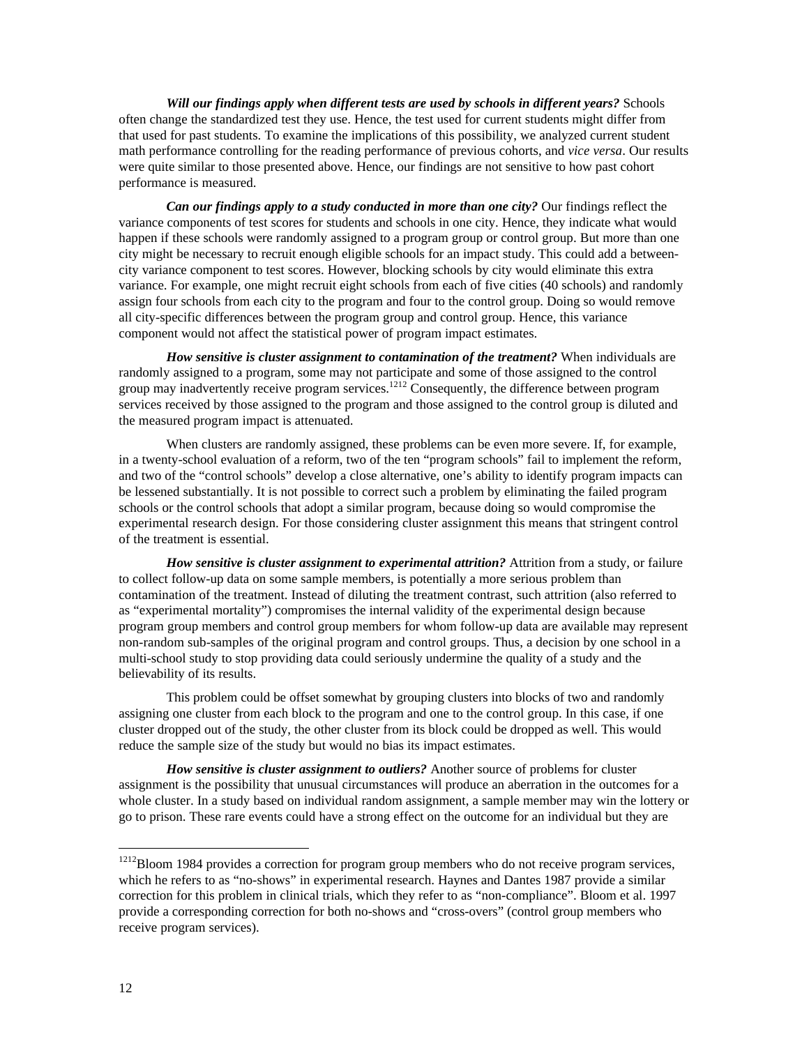***Will our findings apply when different tests are used by schools in different years?*** Schools often change the standardized test they use. Hence, the test used for current students might differ from that used for past students. To examine the implications of this possibility, we analyzed current student math performance controlling for the reading performance of previous cohorts, and *vice versa*. Our results were quite similar to those presented above. Hence, our findings are not sensitive to how past cohort performance is measured.

***Can our findings apply to a study conducted in more than one city?*** Our findings reflect the variance components of test scores for students and schools in one city. Hence, they indicate what would happen if these schools were randomly assigned to a program group or control group. But more than one city might be necessary to recruit enough eligible schools for an impact study. This could add a between-city variance component to test scores. However, blocking schools by city would eliminate this extra variance. For example, one might recruit eight schools from each of five cities (40 schools) and randomly assign four schools from each city to the program and four to the control group. Doing so would remove all city-specific differences between the program group and control group. Hence, this variance component would not affect the statistical power of program impact estimates.

***How sensitive is cluster assignment to contamination of the treatment?*** When individuals are randomly assigned to a program, some may not participate and some of those assigned to the control group may inadvertently receive program services.[1212] Consequently, the difference between program services received by those assigned to the program and those assigned to the control group is diluted and the measured program impact is attenuated.

When clusters are randomly assigned, these problems can be even more severe. If, for example, in a twenty-school evaluation of a reform, two of the ten "program schools" fail to implement the reform, and two of the "control schools" develop a close alternative, one's ability to identify program impacts can be lessened substantially. It is not possible to correct such a problem by eliminating the failed program schools or the control schools that adopt a similar program, because doing so would compromise the experimental research design. For those considering cluster assignment this means that stringent control of the treatment is essential.

***How sensitive is cluster assignment to experimental attrition?*** Attrition from a study, or failure to collect follow-up data on some sample members, is potentially a more serious problem than contamination of the treatment. Instead of diluting the treatment contrast, such attrition (also referred to as "experimental mortality") compromises the internal validity of the experimental design because program group members and control group members for whom follow-up data are available may represent non-random sub-samples of the original program and control groups. Thus, a decision by one school in a multi-school study to stop providing data could seriously undermine the quality of a study and the believability of its results.

This problem could be offset somewhat by grouping clusters into blocks of two and randomly assigning one cluster from each block to the program and one to the control group. In this case, if one cluster dropped out of the study, the other cluster from its block could be dropped as well. This would reduce the sample size of the study but would no bias its impact estimates.

***How sensitive is cluster assignment to outliers?*** Another source of problems for cluster assignment is the possibility that unusual circumstances will produce an aberration in the outcomes for a whole cluster. In a study based on individual random assignment, a sample member may win the lottery or go to prison. These rare events could have a strong effect on the outcome for an individual but they are

---

[1212]Bloom 1984 provides a correction for program group members who do not receive program services, which he refers to as "no-shows" in experimental research. Haynes and Dantes 1987 provide a similar correction for this problem in clinical trials, which they refer to as "non-compliance". Bloom et al. 1997 provide a corresponding correction for both no-shows and "cross-overs" (control group members who receive program services).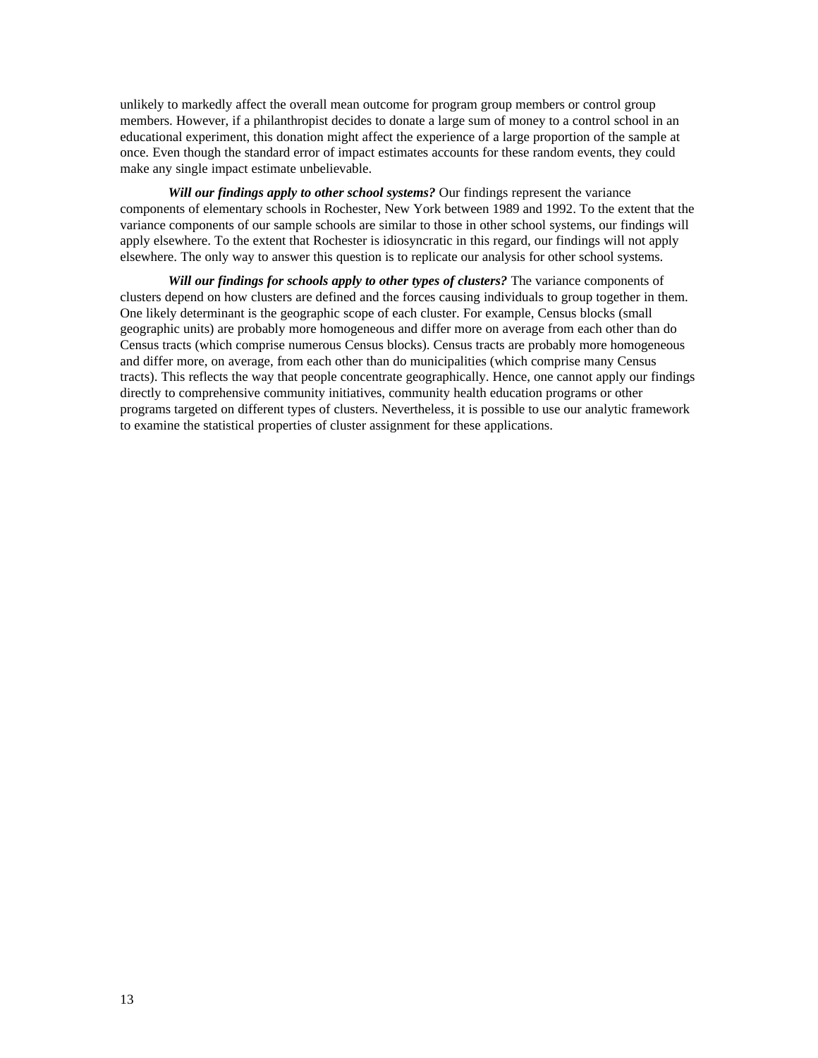unlikely to markedly affect the overall mean outcome for program group members or control group members. However, if a philanthropist decides to donate a large sum of money to a control school in an educational experiment, this donation might affect the experience of a large proportion of the sample at once. Even though the standard error of impact estimates accounts for these random events, they could make any single impact estimate unbelievable.

***Will our findings apply to other school systems?*** Our findings represent the variance components of elementary schools in Rochester, New York between 1989 and 1992. To the extent that the variance components of our sample schools are similar to those in other school systems, our findings will apply elsewhere. To the extent that Rochester is idiosyncratic in this regard, our findings will not apply elsewhere. The only way to answer this question is to replicate our analysis for other school systems.

***Will our findings for schools apply to other types of clusters?*** The variance components of clusters depend on how clusters are defined and the forces causing individuals to group together in them. One likely determinant is the geographic scope of each cluster. For example, Census blocks (small geographic units) are probably more homogeneous and differ more on average from each other than do Census tracts (which comprise numerous Census blocks). Census tracts are probably more homogeneous and differ more, on average, from each other than do municipalities (which comprise many Census tracts). This reflects the way that people concentrate geographically. Hence, one cannot apply our findings directly to comprehensive community initiatives, community health education programs or other programs targeted on different types of clusters. Nevertheless, it is possible to use our analytic framework to examine the statistical properties of cluster assignment for these applications.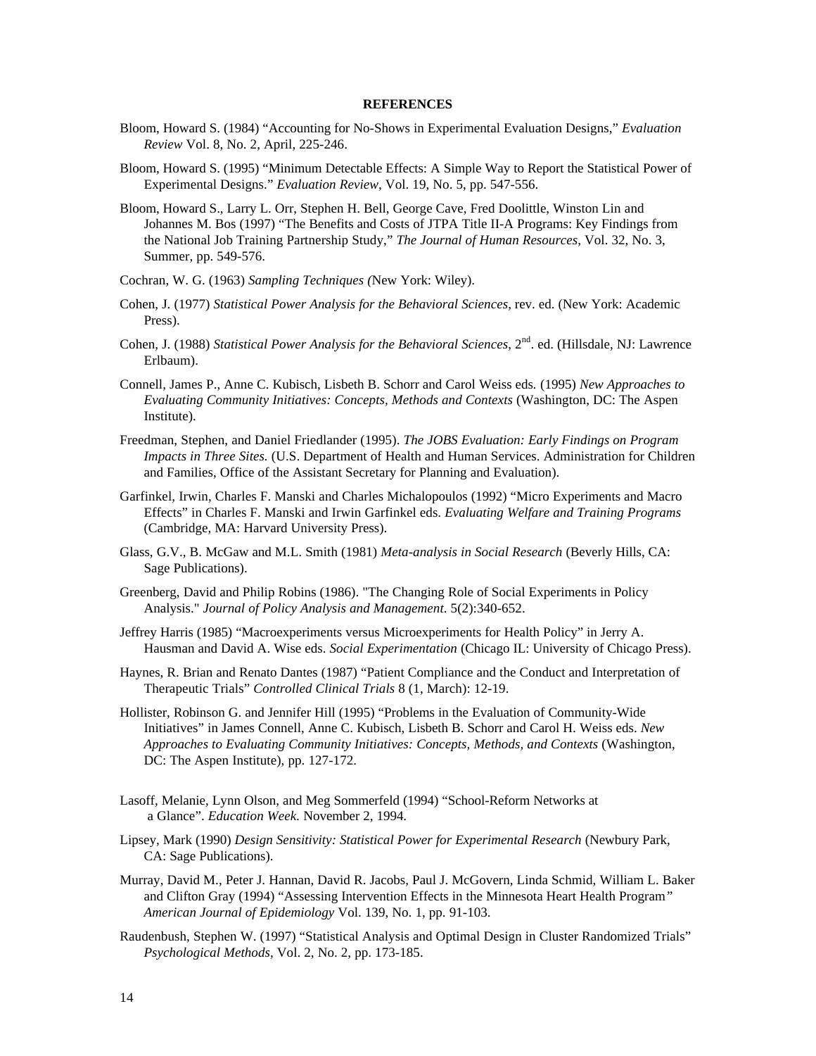**REFERENCES**

Bloom, Howard S. (1984) “Accounting for No-Shows in Experimental Evaluation Designs,” *Evaluation Review* Vol. 8, No. 2, April, 225-246.

Bloom, Howard S. (1995) “Minimum Detectable Effects: A Simple Way to Report the Statistical Power of Experimental Designs.” *Evaluation Review*, Vol. 19, No. 5, pp. 547-556.

Bloom, Howard S., Larry L. Orr, Stephen H. Bell, George Cave, Fred Doolittle, Winston Lin and Johannes M. Bos (1997) “The Benefits and Costs of JTPA Title II-A Programs: Key Findings from the National Job Training Partnership Study,” *The Journal of Human Resources*, Vol. 32, No. 3, Summer, pp. 549-576.

Cochran, W. G. (1963) *Sampling Techniques (*New York: Wiley).

Cohen, J. (1977) *Statistical Power Analysis for the Behavioral Sciences*, rev. ed. (New York: Academic Press).

Cohen, J. (1988) *Statistical Power Analysis for the Behavioral Sciences*, 2nd. ed. (Hillsdale, NJ: Lawrence Erlbaum).

Connell, James P., Anne C. Kubisch, Lisbeth B. Schorr and Carol Weiss eds. (1995) *New Approaches to Evaluating Community Initiatives: Concepts, Methods and Contexts* (Washington, DC: The Aspen Institute).

Freedman, Stephen, and Daniel Friedlander (1995). *The JOBS Evaluation: Early Findings on Program Impacts in Three Sites.* (U.S. Department of Health and Human Services. Administration for Children and Families, Office of the Assistant Secretary for Planning and Evaluation).

Garfinkel, Irwin, Charles F. Manski and Charles Michalopoulos (1992) “Micro Experiments and Macro Effects” in Charles F. Manski and Irwin Garfinkel eds. *Evaluating Welfare and Training Programs* (Cambridge, MA: Harvard University Press).

Glass, G.V., B. McGaw and M.L. Smith (1981) *Meta-analysis in Social Research* (Beverly Hills, CA: Sage Publications).

Greenberg, David and Philip Robins (1986). "The Changing Role of Social Experiments in Policy Analysis." *Journal of Policy Analysis and Management*. 5(2):340-652.

Jeffrey Harris (1985) “Macroexperiments versus Microexperiments for Health Policy” in Jerry A. Hausman and David A. Wise eds. *Social Experimentation* (Chicago IL: University of Chicago Press).

Haynes, R. Brian and Renato Dantes (1987) “Patient Compliance and the Conduct and Interpretation of Therapeutic Trials” *Controlled Clinical Trials* 8 (1, March): 12-19.

Hollister, Robinson G. and Jennifer Hill (1995) “Problems in the Evaluation of Community-Wide Initiatives” in James Connell, Anne C. Kubisch, Lisbeth B. Schorr and Carol H. Weiss eds. *New Approaches to Evaluating Community Initiatives: Concepts, Methods, and Contexts* (Washington, DC: The Aspen Institute), pp. 127-172.

Lasoff, Melanie, Lynn Olson, and Meg Sommerfeld (1994) “School-Reform Networks at a Glance”. *Education Week.* November 2, 1994.

Lipsey, Mark (1990) *Design Sensitivity: Statistical Power for Experimental Research* (Newbury Park, CA: Sage Publications).

Murray, David M., Peter J. Hannan, David R. Jacobs, Paul J. McGovern, Linda Schmid, William L. Baker and Clifton Gray (1994) “Assessing Intervention Effects in the Minnesota Heart Health Program” *American Journal of Epidemiology* Vol. 139, No. 1, pp. 91-103.

Raudenbush, Stephen W. (1997) “Statistical Analysis and Optimal Design in Cluster Randomized Trials” *Psychological Methods*, Vol. 2, No. 2, pp. 173-185.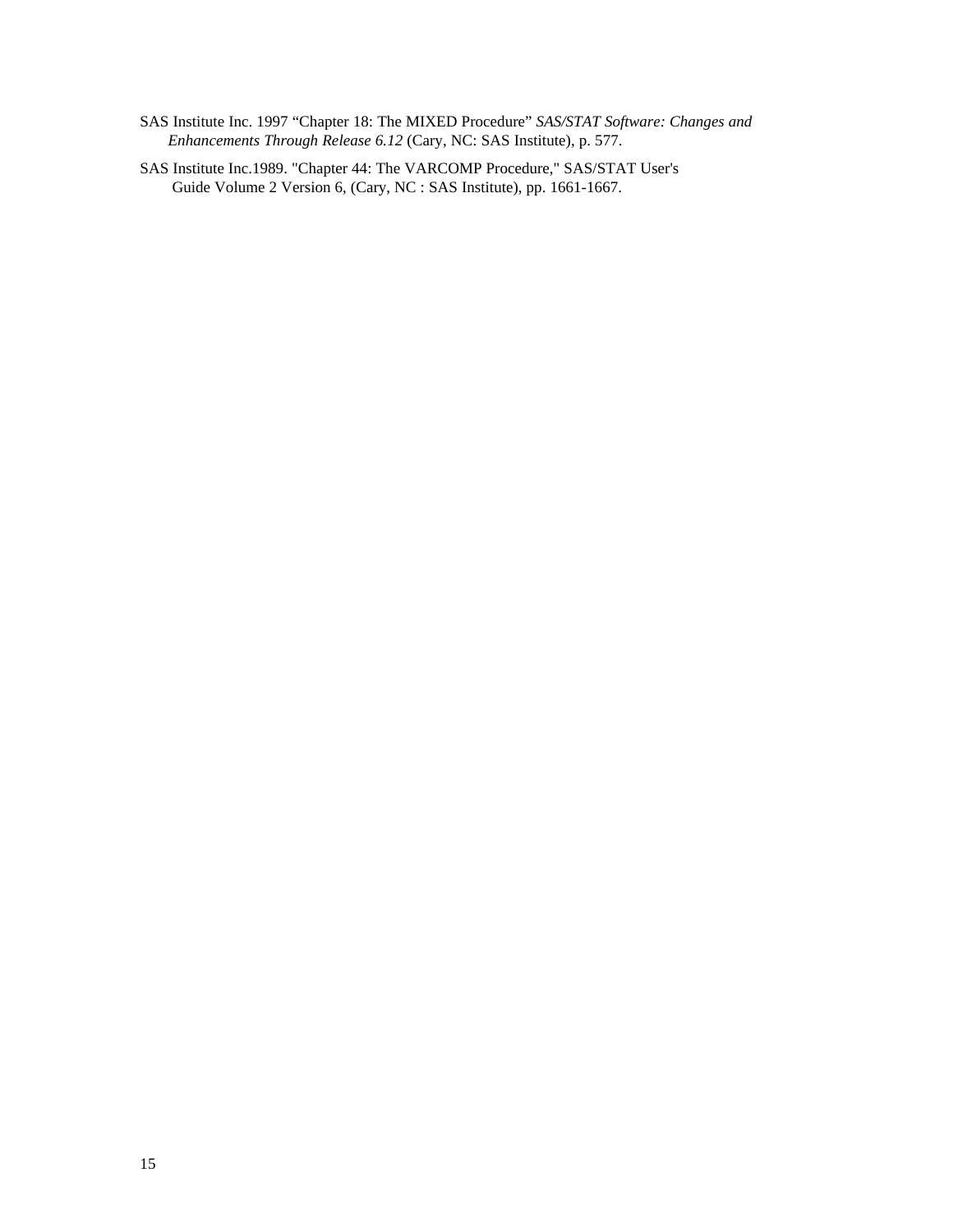SAS Institute Inc. 1997 “Chapter 18: The MIXED Procedure” *SAS/STAT Software: Changes and Enhancements Through Release 6.12* (Cary, NC: SAS Institute), p. 577.

SAS Institute Inc.1989. "Chapter 44: The VARCOMP Procedure," SAS/STAT User's Guide Volume 2 Version 6, (Cary, NC : SAS Institute), pp. 1661-1667.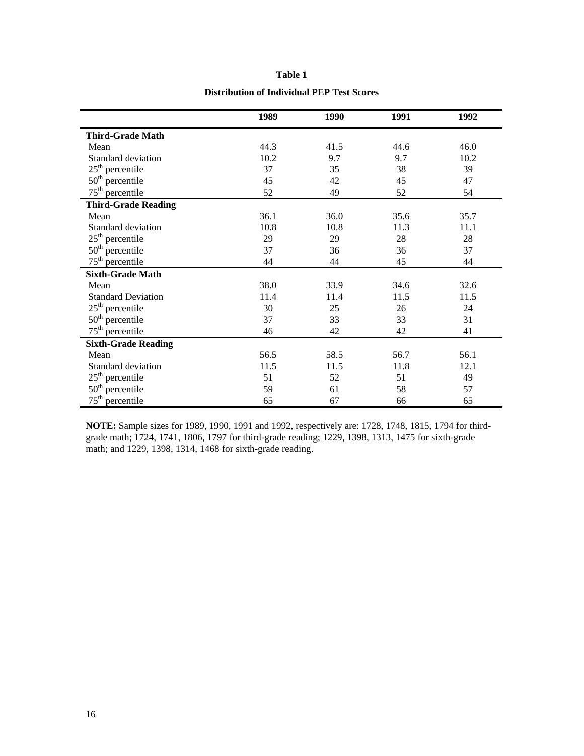**Table 1**

**Distribution of Individual PEP Test Scores**

| | 1989 | 1990 | 1991 | 1992 |
|---|---|---|---|---|
| **Third-Grade Math** | | | | |
| Mean | 44.3 | 41.5 | 44.6 | 46.0 |
| Standard deviation | 10.2 | 9.7 | 9.7 | 10.2 |
| 25th percentile | 37 | 35 | 38 | 39 |
| 50th percentile | 45 | 42 | 45 | 47 |
| 75th percentile | 52 | 49 | 52 | 54 |
| **Third-Grade Reading** | | | | |
| Mean | 36.1 | 36.0 | 35.6 | 35.7 |
| Standard deviation | 10.8 | 10.8 | 11.3 | 11.1 |
| 25th percentile | 29 | 29 | 28 | 28 |
| 50th percentile | 37 | 36 | 36 | 37 |
| 75th percentile | 44 | 44 | 45 | 44 |
| **Sixth-Grade Math** | | | | |
| Mean | 38.0 | 33.9 | 34.6 | 32.6 |
| Standard Deviation | 11.4 | 11.4 | 11.5 | 11.5 |
| 25th percentile | 30 | 25 | 26 | 24 |
| 50th percentile | 37 | 33 | 33 | 31 |
| 75th percentile | 46 | 42 | 42 | 41 |
| **Sixth-Grade Reading** | | | | |
| Mean | 56.5 | 58.5 | 56.7 | 56.1 |
| Standard deviation | 11.5 | 11.5 | 11.8 | 12.1 |
| 25th percentile | 51 | 52 | 51 | 49 |
| 50th percentile | 59 | 61 | 58 | 57 |
| 75th percentile | 65 | 67 | 66 | 65 |

**NOTE:** Sample sizes for 1989, 1990, 1991 and 1992, respectively are: 1728, 1748, 1815, 1794 for third-grade math; 1724, 1741, 1806, 1797 for third-grade reading; 1229, 1398, 1313, 1475 for sixth-grade math; and 1229, 1398, 1314, 1468 for sixth-grade reading.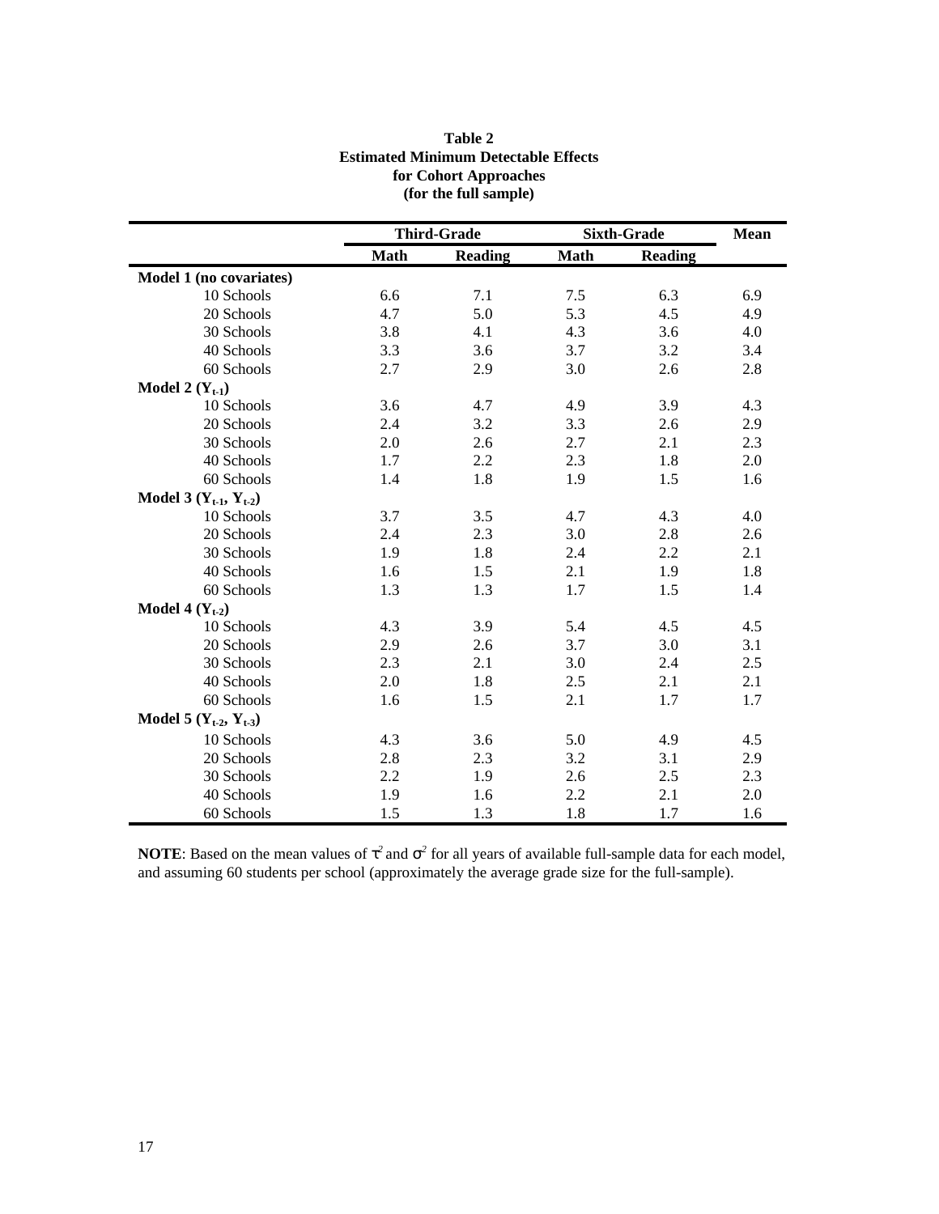**Table 2**
**Estimated Minimum Detectable Effects**
**for Cohort Approaches**
**(for the full sample)**

| | Third-Grade | | Sixth-Grade | | Mean |
|---|---|---|---|---|---|
| | **Math** | **Reading** | **Math** | **Reading** | |
| **Model 1 (no covariates)** | | | | | |
| 10 Schools | 6.6 | 7.1 | 7.5 | 6.3 | 6.9 |
| 20 Schools | 4.7 | 5.0 | 5.3 | 4.5 | 4.9 |
| 30 Schools | 3.8 | 4.1 | 4.3 | 3.6 | 4.0 |
| 40 Schools | 3.3 | 3.6 | 3.7 | 3.2 | 3.4 |
| 60 Schools | 2.7 | 2.9 | 3.0 | 2.6 | 2.8 |
| **Model 2 ($Y_{t-1}$)** | | | | | |
| 10 Schools | 3.6 | 4.7 | 4.9 | 3.9 | 4.3 |
| 20 Schools | 2.4 | 3.2 | 3.3 | 2.6 | 2.9 |
| 30 Schools | 2.0 | 2.6 | 2.7 | 2.1 | 2.3 |
| 40 Schools | 1.7 | 2.2 | 2.3 | 1.8 | 2.0 |
| 60 Schools | 1.4 | 1.8 | 1.9 | 1.5 | 1.6 |
| **Model 3 ($Y_{t-1}$, $Y_{t-2}$)** | | | | | |
| 10 Schools | 3.7 | 3.5 | 4.7 | 4.3 | 4.0 |
| 20 Schools | 2.4 | 2.3 | 3.0 | 2.8 | 2.6 |
| 30 Schools | 1.9 | 1.8 | 2.4 | 2.2 | 2.1 |
| 40 Schools | 1.6 | 1.5 | 2.1 | 1.9 | 1.8 |
| 60 Schools | 1.3 | 1.3 | 1.7 | 1.5 | 1.4 |
| **Model 4 ($Y_{t-2}$)** | | | | | |
| 10 Schools | 4.3 | 3.9 | 5.4 | 4.5 | 4.5 |
| 20 Schools | 2.9 | 2.6 | 3.7 | 3.0 | 3.1 |
| 30 Schools | 2.3 | 2.1 | 3.0 | 2.4 | 2.5 |
| 40 Schools | 2.0 | 1.8 | 2.5 | 2.1 | 2.1 |
| 60 Schools | 1.6 | 1.5 | 2.1 | 1.7 | 1.7 |
| **Model 5 ($Y_{t-2}$, $Y_{t-3}$)** | | | | | |
| 10 Schools | 4.3 | 3.6 | 5.0 | 4.9 | 4.5 |
| 20 Schools | 2.8 | 2.3 | 3.2 | 3.1 | 2.9 |
| 30 Schools | 2.2 | 1.9 | 2.6 | 2.5 | 2.3 |
| 40 Schools | 1.9 | 1.6 | 2.2 | 2.1 | 2.0 |
| 60 Schools | 1.5 | 1.3 | 1.8 | 1.7 | 1.6 |

**NOTE**: Based on the mean values of $\tau^2$ and $\sigma^2$ for all years of available full-sample data for each model, and assuming 60 students per school (approximately the average grade size for the full-sample).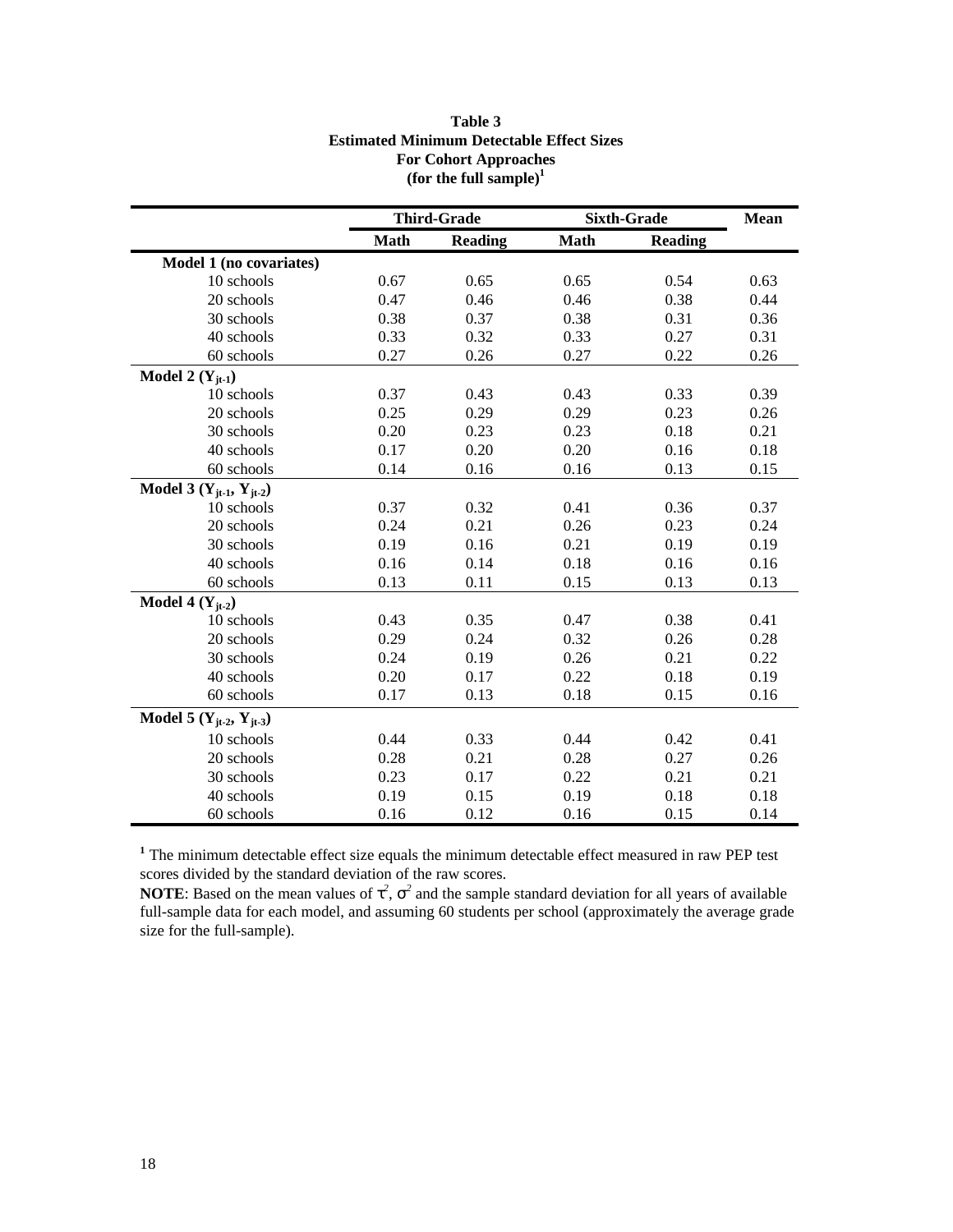**Table 3**
**Estimated Minimum Detectable Effect Sizes**
**For Cohort Approaches**
**(for the full sample)[1]**

| | Third-Grade | | Sixth-Grade | | Mean |
|---|---|---|---|---|---|
| | **Math** | **Reading** | **Math** | **Reading** | |
| **Model 1 (no covariates)** | | | | | |
| 10 schools | 0.67 | 0.65 | 0.65 | 0.54 | 0.63 |
| 20 schools | 0.47 | 0.46 | 0.46 | 0.38 | 0.44 |
| 30 schools | 0.38 | 0.37 | 0.38 | 0.31 | 0.36 |
| 40 schools | 0.33 | 0.32 | 0.33 | 0.27 | 0.31 |
| 60 schools | 0.27 | 0.26 | 0.27 | 0.22 | 0.26 |
| **Model 2 ($Y_{jt-1}$)** | | | | | |
| 10 schools | 0.37 | 0.43 | 0.43 | 0.33 | 0.39 |
| 20 schools | 0.25 | 0.29 | 0.29 | 0.23 | 0.26 |
| 30 schools | 0.20 | 0.23 | 0.23 | 0.18 | 0.21 |
| 40 schools | 0.17 | 0.20 | 0.20 | 0.16 | 0.18 |
| 60 schools | 0.14 | 0.16 | 0.16 | 0.13 | 0.15 |
| **Model 3 ($Y_{jt-1}$, $Y_{jt-2}$)** | | | | | |
| 10 schools | 0.37 | 0.32 | 0.41 | 0.36 | 0.37 |
| 20 schools | 0.24 | 0.21 | 0.26 | 0.23 | 0.24 |
| 30 schools | 0.19 | 0.16 | 0.21 | 0.19 | 0.19 |
| 40 schools | 0.16 | 0.14 | 0.18 | 0.16 | 0.16 |
| 60 schools | 0.13 | 0.11 | 0.15 | 0.13 | 0.13 |
| **Model 4 ($Y_{jt-2}$)** | | | | | |
| 10 schools | 0.43 | 0.35 | 0.47 | 0.38 | 0.41 |
| 20 schools | 0.29 | 0.24 | 0.32 | 0.26 | 0.28 |
| 30 schools | 0.24 | 0.19 | 0.26 | 0.21 | 0.22 |
| 40 schools | 0.20 | 0.17 | 0.22 | 0.18 | 0.19 |
| 60 schools | 0.17 | 0.13 | 0.18 | 0.15 | 0.16 |
| **Model 5 ($Y_{jt-2}$, $Y_{jt-3}$)** | | | | | |
| 10 schools | 0.44 | 0.33 | 0.44 | 0.42 | 0.41 |
| 20 schools | 0.28 | 0.21 | 0.28 | 0.27 | 0.26 |
| 30 schools | 0.23 | 0.17 | 0.22 | 0.21 | 0.21 |
| 40 schools | 0.19 | 0.15 | 0.19 | 0.18 | 0.18 |
| 60 schools | 0.16 | 0.12 | 0.16 | 0.15 | 0.14 |

[1] The minimum detectable effect size equals the minimum detectable effect measured in raw PEP test scores divided by the standard deviation of the raw scores.

**NOTE**: Based on the mean values of $\tau^2$, $\sigma^2$ and the sample standard deviation for all years of available full-sample data for each model, and assuming 60 students per school (approximately the average grade size for the full-sample).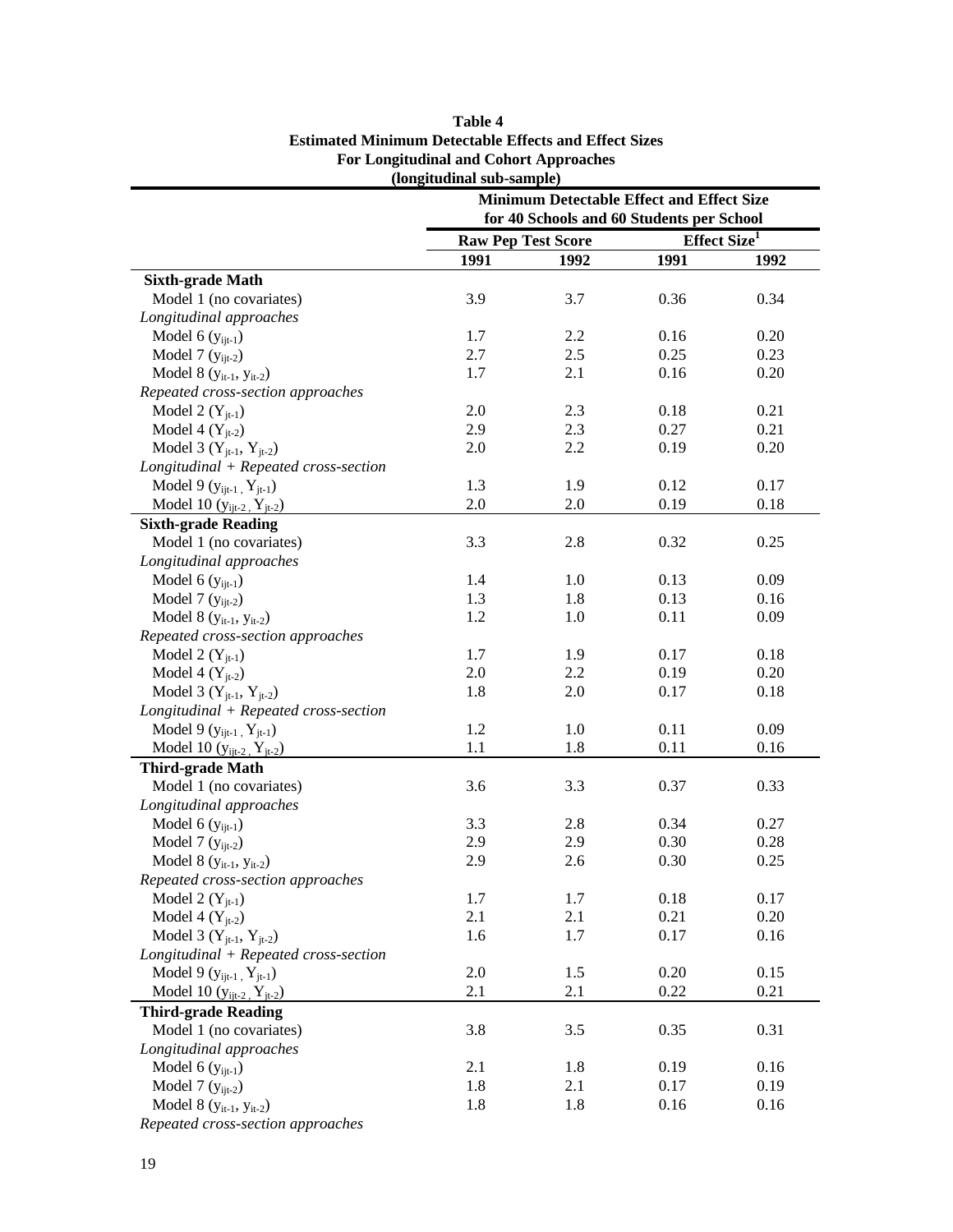**Table 4**
**Estimated Minimum Detectable Effects and Effect Sizes**
**For Longitudinal and Cohort Approaches**
**(longitudinal sub-sample)**

| | Minimum Detectable Effect and Effect Size for 40 Schools and 60 Students per School | | | |
|---|---|---|---|---|
| | Raw Pep Test Score | | Effect Size[1] | |
| | 1991 | 1992 | 1991 | 1992 |
| **Sixth-grade Math** | | | | |
| Model 1 (no covariates) | 3.9 | 3.7 | 0.36 | 0.34 |
| *Longitudinal approaches* | | | | |
| Model 6 ($y_{ijt-1}$) | 1.7 | 2.2 | 0.16 | 0.20 |
| Model 7 ($y_{ijt-2}$) | 2.7 | 2.5 | 0.25 | 0.23 |
| Model 8 ($y_{it-1}$, $y_{it-2}$) | 1.7 | 2.1 | 0.16 | 0.20 |
| *Repeated cross-section approaches* | | | | |
| Model 2 ($Y_{jt-1}$) | 2.0 | 2.3 | 0.18 | 0.21 |
| Model 4 ($Y_{jt-2}$) | 2.9 | 2.3 | 0.27 | 0.21 |
| Model 3 ($Y_{jt-1}$, $Y_{jt-2}$) | 2.0 | 2.2 | 0.19 | 0.20 |
| *Longitudinal + Repeated cross-section* | | | | |
| Model 9 ($y_{ijt-1}$, $Y_{jt-1}$) | 1.3 | 1.9 | 0.12 | 0.17 |
| Model 10 ($y_{ijt-2}$, $Y_{jt-2}$) | 2.0 | 2.0 | 0.19 | 0.18 |
| **Sixth-grade Reading** | | | | |
| Model 1 (no covariates) | 3.3 | 2.8 | 0.32 | 0.25 |
| *Longitudinal approaches* | | | | |
| Model 6 ($y_{ijt-1}$) | 1.4 | 1.0 | 0.13 | 0.09 |
| Model 7 ($y_{ijt-2}$) | 1.3 | 1.8 | 0.13 | 0.16 |
| Model 8 ($y_{it-1}$, $y_{it-2}$) | 1.2 | 1.0 | 0.11 | 0.09 |
| *Repeated cross-section approaches* | | | | |
| Model 2 ($Y_{jt-1}$) | 1.7 | 1.9 | 0.17 | 0.18 |
| Model 4 ($Y_{jt-2}$) | 2.0 | 2.2 | 0.19 | 0.20 |
| Model 3 ($Y_{jt-1}$, $Y_{jt-2}$) | 1.8 | 2.0 | 0.17 | 0.18 |
| *Longitudinal + Repeated cross-section* | | | | |
| Model 9 ($y_{ijt-1}$, $Y_{jt-1}$) | 1.2 | 1.0 | 0.11 | 0.09 |
| Model 10 ($y_{ijt-2}$, $Y_{jt-2}$) | 1.1 | 1.8 | 0.11 | 0.16 |
| **Third-grade Math** | | | | |
| Model 1 (no covariates) | 3.6 | 3.3 | 0.37 | 0.33 |
| *Longitudinal approaches* | | | | |
| Model 6 ($y_{ijt-1}$) | 3.3 | 2.8 | 0.34 | 0.27 |
| Model 7 ($y_{ijt-2}$) | 2.9 | 2.9 | 0.30 | 0.28 |
| Model 8 ($y_{it-1}$, $y_{it-2}$) | 2.9 | 2.6 | 0.30 | 0.25 |
| *Repeated cross-section approaches* | | | | |
| Model 2 ($Y_{jt-1}$) | 1.7 | 1.7 | 0.18 | 0.17 |
| Model 4 ($Y_{jt-2}$) | 2.1 | 2.1 | 0.21 | 0.20 |
| Model 3 ($Y_{jt-1}$, $Y_{jt-2}$) | 1.6 | 1.7 | 0.17 | 0.16 |
| *Longitudinal + Repeated cross-section* | | | | |
| Model 9 ($y_{ijt-1}$, $Y_{jt-1}$) | 2.0 | 1.5 | 0.20 | 0.15 |
| Model 10 ($y_{ijt-2}$, $Y_{jt-2}$) | 2.1 | 2.1 | 0.22 | 0.21 |
| **Third-grade Reading** | | | | |
| Model 1 (no covariates) | 3.8 | 3.5 | 0.35 | 0.31 |
| *Longitudinal approaches* | | | | |
| Model 6 ($y_{ijt-1}$) | 2.1 | 1.8 | 0.19 | 0.16 |
| Model 7 ($y_{ijt-2}$) | 1.8 | 2.1 | 0.17 | 0.19 |
| Model 8 ($y_{it-1}$, $y_{it-2}$) | 1.8 | 1.8 | 0.16 | 0.16 |
| *Repeated cross-section approaches* | | | | |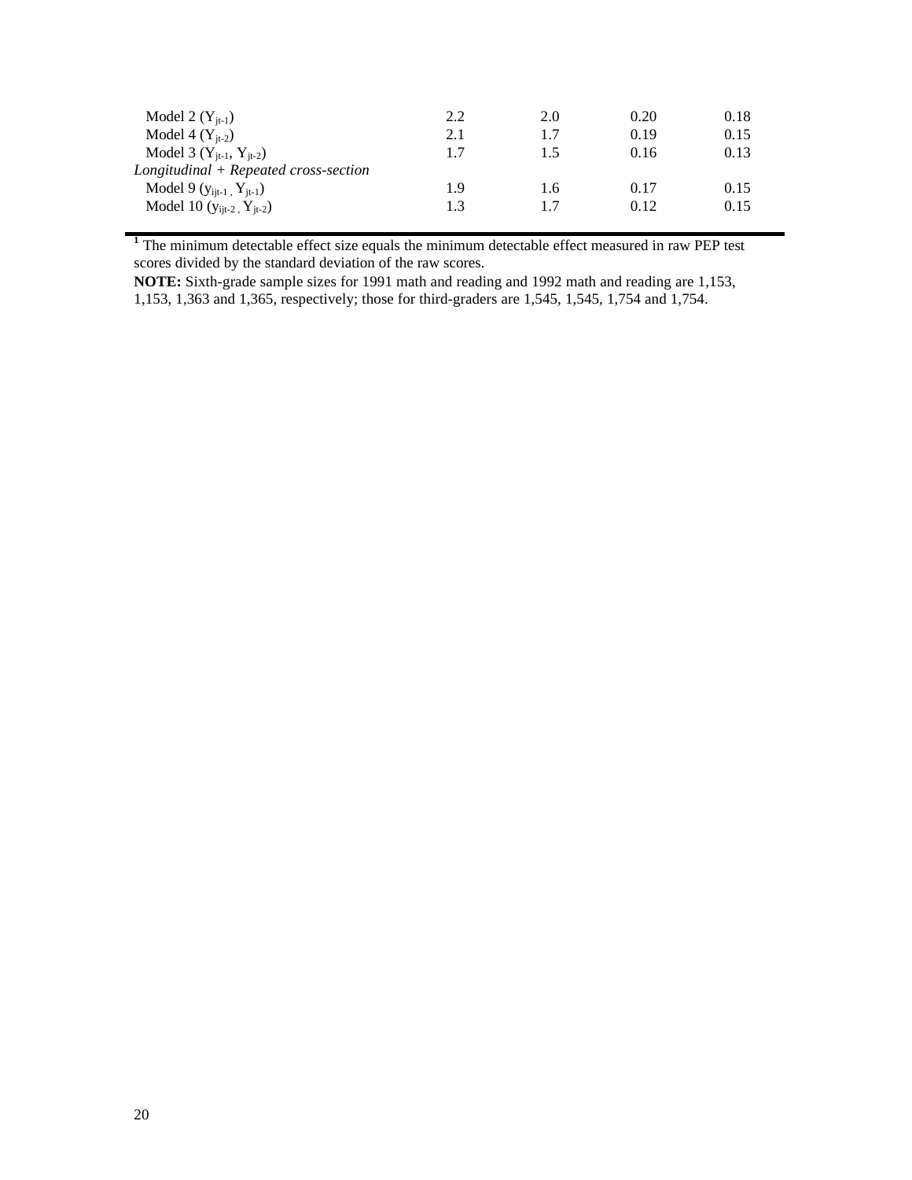| | | | | |
|---|---|---|---|---|
| Model 2 ($Y_{jt-1}$) | 2.2 | 2.0 | 0.20 | 0.18 |
| Model 4 ($Y_{jt-2}$) | 2.1 | 1.7 | 0.19 | 0.15 |
| Model 3 ($Y_{jt-1}$, $Y_{jt-2}$) | 1.7 | 1.5 | 0.16 | 0.13 |
| *Longitudinal + Repeated cross-section* | | | | |
| Model 9 ($y_{ijt-1}$, $Y_{jt-1}$) | 1.9 | 1.6 | 0.17 | 0.15 |
| Model 10 ($y_{ijt-2}$, $Y_{jt-2}$) | 1.3 | 1.7 | 0.12 | 0.15 |

[1] The minimum detectable effect size equals the minimum detectable effect measured in raw PEP test scores divided by the standard deviation of the raw scores.

**NOTE:** Sixth-grade sample sizes for 1991 math and reading and 1992 math and reading are 1,153, 1,153, 1,363 and 1,365, respectively; those for third-graders are 1,545, 1,545, 1,754 and 1,754.